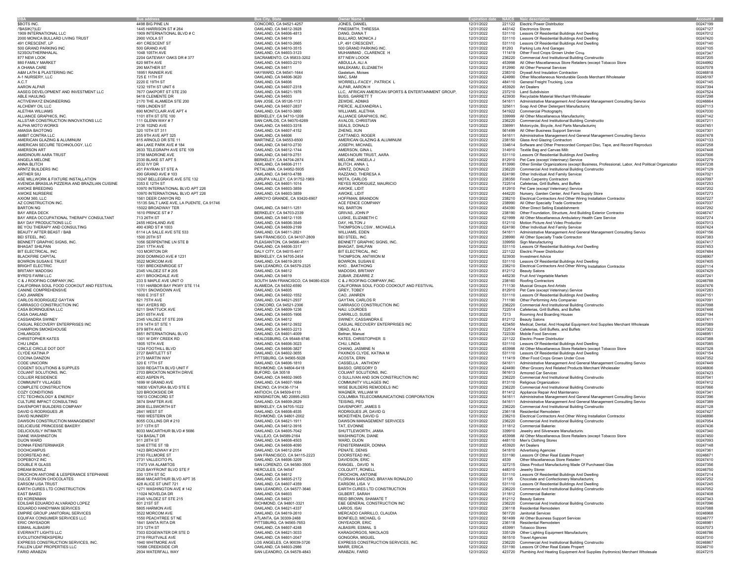| DBA | Bus address | Bus City, State | Owner Name 1 | Expiration date | NAICS | Naic description | Account # |
|---|---|---|---|---|---|---|---|
| $BOTS INC. | 4498 BIG PINE LN | CONCORD, CA 94521-4257 | JONES, DANIEL | 12/31/2022 | 221122 | Electric Power Distribution | 00247199 |
| /'BASIK(?)LE/ | 1445 HARRISON ST # 264 | OAKLAND, CA 94612-3928 | PINESMITH, THRESSA | 12/31/2022 | 443142 | Electronics Stores | 00247127 |
| 1909 INTERNATIONAL LLC | 1909 INTERNATIONAL BLVD # C | OAKLAND, CA 94606-4813 | DANG, DIANA T | 12/31/2022 | 531110 | Lessors Of Residential Buildings And Dwelling | 00247012 |
| 2000 MONICA BULLARD LIVING TRUST | 2900 VIOLA ST | OAKLAND, CA 94619 | BULLARD, MONICA J | 12/31/2022 | 531110 | Lessors Of Residential Buildings And Dwelling | 00247420 |
| 491 CRESCENT, LP | 491 CRESCENT ST | OAKLAND, CA 94610-2665 | LP, 491 CRESCENT, | 12/31/2022 | 531110 | Lessors Of Residential Buildings And Dwelling | 00247140 |
| 500 GRAND PARKING INC | 500 GRAND AVE | OAKLAND, CA 94610-3515 | 500 GRAND PARKING INC. | 12/31/2022 | 81293 | Parking Lots And Garages | 00247105 |
| 523SOUTHERNHALAL | 1048 105TH AVE | OAKLAND, CA 94603-3123 | MUHAMMAD , CLARENCE H | 12/31/2022 | 111419 | Other Food Crops Grown Under Cove | 00247347 |
| 877 NEW LOOK | 2204 GATEWAY OAKS DR # 377 | SACRAMENTO, CA 95833-3202 | 877 NEW LOOOK | 12/31/2022 | 236220 | Commercial And Institutional Building Constructio | 00247205 |
| 880 FAMILY MARKET | 620 98TH AVE | OAKLAND, CA 94603-2210 | ABDULLA, ALI A | 12/31/2022 | 453998 | All Other Miscellaneous Store Retailers (except Tobacco Store | 00244992 |
| A OHANA CARE | 290 MATHER ST | OAKLAND, CA 94611 | MALEKAMU, ELIZABETH | 12/31/2022 | 812990 | All Other Personal Services | 00247078 |
| A&M LATH & PLASTERING INC | 18951 RAINIER AVE | HAYWARD, CA 94541-1644 | Gastelum, Moises | 12/31/2022 | 238310 | Drywall And Insulation Contractors | 00246818 |
| A-1 NURSERY, LLC | 725 E 11TH ST | OAKLAND, CA 94606-3620 | MAC, SAM | 12/31/2022 | 424990 | Other Miscellaneous Nondurable Goods Merchant Wholesaler | 00245197 |
| A.C.T | 2220 E 19TH ST | OAKLAND, CA 94606 | WORRELL-FACEY , PATRICK L | 12/31/2022 | 484110 | General Freight Trucking, Loca | 00247145 |
| AARON ALPAR | 1232 19TH ST UNIT 6 | OAKLAND, CA 94607-2318 | ALPAR, AARON H | 12/31/2022 | 453920 | Art Dealers | 00247394 |
| AASEG DEVELOPMENT AND INVESTMENT LLC | 7677 OAKPORT ST STE 230 | OAKLAND, CA 94621-1976 | LLC, AFRICAN AMERICAN SPORTS & ENTERTAINMENT GROUP, | 12/31/2022 | 237210 | Land Subdivision | 00247524 |
| ABLE HAULING | 9418 CLEMENS DR | OAKLAND, CA 94603 | BUSS, GARRETT T | 12/31/2022 | 423930 | Recyclable Material Merchant Wholesaler | 00247298 |
| ACTIVEWAYZ ENGINEERING | 2170 THE ALAMEDA STE 200 | SAN JOSE, CA 95126-1131 | ZEWDIE, ADMAS | 12/31/2022 | 541611 | Administrative Management And General Management Consulting Service | 00246664 |
| ALCHEMY OIL LLC | 1909 LINDEN ST | OAKLAND, CA 94607-2837 | PIERCE, ALEXANDRIA L | 12/31/2022 | 325611 | Soap And Other Detergent Manufacturing | 00247113 |
| ALETHIA WILLIAMS | 690 MONTCLAIR AVE APT 4 | OAKLAND, CA 94610-3860 | WILLIAMS, ALETHIA | 12/31/2022 | 541922 | Commercial Photography | 00247030 |
| ALLIANCE GRAPHICS, INC. | 1101 8TH ST STE 100 | BERKELEY, CA 94710-1208 | ALLIANCE GRAPHICS, INC. | 12/31/2022 | 339999 | All Other Miscellaneous Manufacturing | 00247142 |
| ALLSTAR CONSTRUCTION INNOVATIONS LLC | 111 GLENN WAY # 7 | SAN CARLOS, CA 94070-6269 | AVALOS, CHRISTIAN | 12/31/2022 | 236220 | Commercial And Institutional Building Constructio | 00247211 |
| ALPHA MOTO WORKS | 2136 102ND AVE | OAKLAND, CA 94603-3318 | SEALS, DONALD | 12/31/2022 | 336991 | Motorcycle, Bicycle, And Parts Manufacturing | 00247451 |
| AMASIA BAOTONG | 320 10TH ST 311 | OAKLAND, CA 94607-4152 | ZHENG, XUN | 12/31/2022 | 561499 | All Other Business Support Services | 00247301 |
| AMBIT CONTRA LLC | 255 9TH AVE APT 325 | OAKLAND, CA 94606 | CATTANEO, ROGER | 12/31/2022 | 541611 | Administrative Management And General Management Consulting Service | 00247478 |
| AMERICAN GLAZING & ALUMINUM | 815 ARNOLD DR STE 11 | MARTINEZ, CA 94553-6500 | AMERICAN GLAZING & ALUMINUM | 12/31/2022 | 238150 | Glass And Glazing Contractors | 00247133 |
| AMERICAN SECURE TECHNOLOGY, LLC | 484 LAKE PARK AVE # 184 | OAKLAND, CA 94610-2730 | JOSEPH, MICHAEL | 12/31/2022 | 334614 | Software and Other Prerecorded Compact Disc, Tape, and Record Reproduci | 00247258 |
| AMERSON ART | 2633 TELEGRAPH AVE STE 109 | OAKLAND, CA 94612-1744 | AMERSON, GINA L | 12/31/2022 | 314910 | Textile Bag and Canvas Mills | 00247448 |
| AMIDINOURI AARA TRUST | 3758 MADRONE AVE | OAKLAND, CA 94619-2751 | AMIDI-NOURI TRUST, AARA | 12/31/2022 | 531110 | Lessors Of Residential Buildings And Dwelling | 00247006 |
| ANGELA MELONE | 2330 BLAKE ST APT 5 | BERKELEY, CA 94704-2874 | MELONE, ANGELA J | 12/31/2022 | 812910 | Pet Care (except Veterinary) Service | 00247279 |
| ANNA BLITCH | 2532 IVY DR | OAKLAND, CA 94606-2111 | BLITCH, ANNA L | 12/31/2022 | 813990 | Other Similar Organizations (except Business, Professional, Labor, And Political Organization | 00247238 |
| ARNTZ BUILDERS INC | 431 PAYRAN ST STE A | PETALUMA, CA 94952-5935 | ARNTZ, DONALD | 12/31/2022 | 236220 | Commercial And Institutional Building Constructio | 00247129 |
| ARTHER SIU | 290 GRAND AVE # 103 | OAKLAND, CA 94610-4788 | RAZZANO, THERESA A | 12/31/2022 | 624190 | Other Individual And Family Services | 00247021 |
| ASE MILLWORK & FIXTURE INSTALLATION | 10247 BELLEGRAVE AVE STE 132 | JURUPA VALLEY, CA 91752-1969 | MOTA, CARLOS | 12/31/2022 | 238350 | Finish Carpentry Contractors | 00247097 |
| AVENIDA BRASILIA PIZZERIA AND BRAZILIAN CUISINE | 2353 E 12TH ST | OAKLAND, CA 94601-1014 | REYES RODRIGUEZ, MAURICIO | 12/31/2022 | 722514 | Cafeterias, Grill Buffets, and Buffets | 00247253 |
| AWOKE BREEDING | 10970 INTERNATIONAL BLVD APT 226 | OAKLAND, CA 94603-3859 | AWOKE, LIDIT | 12/31/2022 | 812910 | Pet Care (except Veterinary) Service | 00247202 |
| AWOKE NURSERIE | 10970 INTERNATIONAL BLVD APT 226 | OAKLAND, CA 94603-3859 | AWOKE, LIDIT | 12/31/2022 | 444220 | Nursery, Garden Center, And Farm Supply Store | 00247273 |
| AXIOM 360, LLC | 1561 DEER CANYON RD | ARROYO GRANDE, CA 93420-6907 | HOFFMAN, BRANDON | 12/31/2022 | 238210 | Electrical Contractors And Other Wiring Installation Contractor | 00247227 |
| AZ CONSTRUCTION INC. | 15135 SALT LAKE AVE, LA PUENTE, CA 91746 | | ACE FENCE COMPANY | 12/31/2022 | 238990 | All Other Specialty Trade Contractors | 00247037 |
| BARTON NG | 15022 BROADWAY TER | OAKLAND, CA 94611-1251 | NG, BARTON | 12/31/2022 | 454390 | Other Direct Selling Establishments | 00247292 |
| BAY AREA DECK | 1610 PRINCE ST # 7 | BERKELEY, CA 94703-2339 | GRIVAS, JOHN P | 12/31/2022 | 238190 | Other Foundation, Structure, And Building Exterior Contractor | 00246747 |
| BAY AREA OCCUPATIONAL THERAPY CONSULTANT | 713 26TH ST | OAKLAND, CA 94612-1105 | LUSKE, ELIZABETH C | 12/31/2022 | 621999 | All Other Miscellaneous Ambulatory Health Care Service | 00247274 |
| BAY DAY PRODUCTIONS LLC | 2455 HIGHLAND AVE | OAKLAND, CA 94606-3549 | DAY, HILTON J | 12/31/2022 | 512110 | Motion Picture And Video Production | 00247013 |
| BE YOU THERAPY AND CONSULTING | 490 43RD ST # 1003 | OAKLAND, CA 94609-2199 | THOMPSON LCSW , MICHAELA | 12/31/2022 | 624190 | Other Individual And Family Services | 00247424 |
| BEAUTY AFTER BEAST / BAB | 6114 LA SALLE AVE STE 533 | OAKLAND, CA 94611-2821 | WILLIAMS, EDEN | 12/31/2022 | 541611 | Administrative Management And General Management Consulting Service | 00247156 |
| BEI STEEL, INC. | 1500 20TH ST | SAN FRANCISCO, CA 94107-2809 | BEI STEEL, INC. | 12/31/2022 | 238990 | All Other Specialty Trade Contractors | 00247383 |
| BENNETT GRAPHIC SIGNS, INC. | 1056 SERPENTINE LN STE B | PLEASANTON, CA 94566-4811 | BENNETT GRAPHIC SIGNS, INC. | 12/31/2022 | 339950 | Sign Manufacturing | 00247417 |
| BHAGAT SHILPAN | 2341 17TH AVE | OAKLAND, CA 94606-3317 | BHAGAT, SHILPAN | 12/31/2022 | 531110 | Lessors Of Residential Buildings And Dwelling | 00247453 |
| BIT ELECTRICAL, INC | 103 MORTON DR | DALY CITY, CA 94015-4417 | BIT ELECTRICAL, INC | 12/31/2022 | 221122 | Electric Power Distribution | 00247484 |
| BLACKFIRE CAPITAL | 2930 DOMINGO AVE # 1231 | BERKELEY, CA 94705-2454 | THOMPSON, ANTWION M | 12/31/2022 | 523930 | Investment Advice | 00246907 |
| BOWRON SUSAN E TRUST | 3522 MORCOM AVE | OAKLAND, CA 94619-2610 | BOWRON, SUSAN E | 12/31/2022 | 531110 | Lessors Of Residential Buildings And Dwelling | 00247405 |
| BRIGHT ELECTRIC | 1351 BRECKENRIDGE ST | SAN LEANDRO, CA 94579-2325 | KHO. , BAKTHONG | 12/31/2022 | 238210 | Electrical Contractors And Other Wiring Installation Contractor | 00247114 |
| BRITANY MADOSKI | 2345 VALDEZ ST # 205 | OAKLAND, CA 94612 | MADOSKI, BRITANY | 12/31/2022 | 812112 | Beauty Salons | 00247429 |
| BYRD'S FARM LLC | 4311 BROOKDALE AVE | OAKLAND, CA 94619 | ZUBAR, ZIEARRE Z | 12/31/2022 | 445230 | Fruit And Vegetable Markets | 00247241 |
| C & J ROOFING COMPANY,INC. | 233 S MAPLE AVE UNIT O | SOUTH SAN FRANCISCO, CA 94080-6326 | C & J ROOFING COMPANY,INC. | 12/31/2022 | 238160 | Roofing Contractors | 00246788 |
| CALIFORNIA SOUL FOOD COOKOUT AND FESTIVAL | 1151 HARBOR BAY PKWY STE 114 | ALAMEDA, CA 94502-6590 | CALIFORNIA SOUL FOOD COOKOUT AND FESTIVAL | 12/31/2022 | 711130 | Musical Groups And Artists | 00247476 |
| CANINE COMPREHENSIVE | 10701 SNOWDOWN AVE | OAKLAND, CA 94605 | GREY, TOBEY | 12/31/2022 | 812910 | Pet Care (except Veterinary) Service | 00247283 |
| CAO JIANREN | 1600 E 31ST ST | OAKLAND, CA 94602-1552 | CAO, JIANREN | 12/31/2022 | 531110 | Lessors Of Residential Buildings And Dwelling | 00247151 |
| CARLOS RODRIGUEZ GAYTAN | 821 75TH AVE | OAKLAND, CA 94621-2937 | GAYTAN, CARLOS R | 12/31/2022 | 711190 | Other Performing Arts Companies | 00247091 |
| CARRASCO CONSTRUCTION INC | 1841 AYERS RD | CONCORD, CA 94521-2306 | CARRASCO CONSTRUCTION INC | 12/31/2022 | 236220 | Commercial And Institutional Building Constructio | 00247098 |
| CASA BORINQUENA LLC | 6211 SHATTUCK AVE | OAKLAND, CA 94609-1236 | NAU, LOURDES | 12/31/2022 | 722514 | Cafeterias, Grill Buffets, and Buffets | 00247446 |
| CASA OAKLAND | 2451 65TH AVE | OAKLAND, CA 94605-1906 | CARRILLO, SUSIE | 12/31/2022 | 7213 | Rooming And Boarding Houses | 00247194 |
| CASSANDRA SWINEY | 2345 VALDEZ ST STE 209 | OAKLAND, CA 94612 | SWINEY, CASSANDRA E | 12/31/2022 | 812112 | Beauty Salons | 00247411 |
| CASUAL RECOVERY ENTERPRISES INC | 319 14TH ST STE 1 | OAKLAND, CA 94612-3932 | CASUAL RECOVERY ENTERPRISES INC | 12/31/2022 | 423450 | Medical, Dental, And Hospital Equipment And Supplies Merchant Wholesale | 00247089 |
| CHAMPION SMOKEHOUSE | 679 98TH AVE | OAKLAND, CA 94603-2213 | OBAD, ALI A | 12/31/2022 | 722514 | Cafeterias, Grill Buffets, and Buffets | 00247302 |
| CHILANGOS | 3851 INTERNATIONAL BLVD | OAKLAND, CA 94601-4009 | Beltran, Manuel | 12/31/2022 | 722330 | Mobile Food Services | 00246951 |
| CHRISTOPHER KATES | 1301 W DRY CREEK RD | HEALDSBURG, CA 95448-9746 | KATES, CHRISTOPHER S | 12/31/2022 | 221122 | Electric Power Distribution | 00247388 |
| CHU LINDA | 1805 10TH AVE | OAKLAND, CA 94606-3023 | CHU, LINDA | 12/31/2022 | 531110 | Lessors Of Residential Buildings And Dwelling | 00247085 |
| CIRCLE CIRCLE DOT DOT | 1234 FOOTHILL BLVD | OAKLAND, CA 94606-3827 | CHANG, JASMINE N | 12/31/2022 | 453998 | All Other Miscellaneous Store Retailers (except Tobacco Store | 00247328 |
| CLYDE KATINA P | 2727 BARTLETT ST | OAKLAND, CA 94602-3655 | PAXINOS CLYDE, KATINA M | 12/31/2022 | 531110 | Lessors Of Residential Buildings And Dwelling | 00247154 |
| COCINA DANZON | 2173 MARTIN WAY | PITTSBURG, CA 94565-5028 | ACOSTA, ERIN | 12/31/2022 | 111419 | Other Food Crops Grown Under Cove | 00247352 |
| CODE UNICORN | 320 E 17TH ST | OAKLAND, CA 94606-1810 | CASSELLA , ANTHONY | 12/31/2022 | 541611 | Administrative Management And General Management Consulting Service | 00247449 |
| COGENT SOLUTIONS & SUPPLIES | 3200 REGATTA BLVD UNIT F | RICHMOND, CA 94804-6418 | BASSO, GREGORY D | 12/31/2022 | 424490 | Other Grocery And Related Products Merchant Wholesaler | 00246806 |
| COLIANT SOLUTIONS, INC. | 2703 BRICKTON NORTH DRIVE | BUFORD, GA 30518 | COLIANT SOLUTIONS, INC. | 12/31/2022 | 561613 | Armored Car Services | 00247423 |
| COLLIER RESIDENCE | 4023 ASPEN PL | OAKLAND, CA 94602-3905 | O SULLIVAN AND SON CONSTRUCTION INC | 12/31/2022 | 236220 | Commercial And Institutional Building Constructio | 00247041 |
| COMMUNITY VILLAGES | 1699 W GRAND AVE | OAKLAND, CA 94607-1684 | COMMUNITY VILLAGES INC | 12/31/2022 | 813110 | Religious Organizations | 00247412 |
| COMPLETE CONSTRUCTION | 16830 VENTURA BLVD STE E | ENCINO, CA 91436-1714 | WISE BUILDERS REMODELS INC | 12/31/2022 | 236220 | Commercial And Institutional Building Constructio | 00247066 |
| COZY CONDITIONS | 320 BROOKSIDE DR | ANTIOCH, CA 94509-6110 | WAGNER, WILLIAM W | 12/31/2022 | 811412 | Appliance Repair And Maintenanc | 00247341 |
| CTC TECHNOLOGY & ENERGY | 10613 CONCORD ST | KENSINGTON, MD 20895-2503 | COLUMBIA TELECOMMUNICATIONS CORPORATION | 12/31/2022 | 541611 | Administrative Management And General Management Consulting Service | 00247396 |
| CULTURE IMPACT CONSULTING | 3874 SHAFTER AVE | OAKLAND, CA 94609-2629 | TEISING, PEG | 12/31/2022 | 541611 | Administrative Management And General Management Consulting Service | 00247389 |
| DAVENPORT BUILDERS COMPANY | 2808 ELLSWORTH ST | BERKELEY, CA 94705-1022 | DAVENPORT, JAMES S | 12/31/2022 | 236220 | Commercial And Institutional Building Constructio | 00247128 |
| DAVID G RODRIGUES JR | 2841 WEST ST | OAKLAND, CA 94608-4535 | RODRIGUES JR, DAVID G | 12/31/2022 | 236118 | Residential Remodelers | 00247427 |
| DAVID NUNNERY | 1900 WESTERN DR | RICHMOND, CA 94801-2002 | MCKEITHEN, DAVID G | 12/31/2022 | 238210 | Electrical Contractors And Other Wiring Installation Contractor | 00246896 |
| DAWSON CONSTRUCTION MANAGEMENT | 8055 COLLINS DR # 210 | OAKLAND, CA 94621-1911 | DAWSON MANAGEMENT SERVICES | 12/31/2022 | 236220 | Commercial And Institutional Building Constructio | 00247054 |
| DELICIEUSE PRINCESSE BAKERY | 317 13TH ST | OAKLAND, CA 94612-3916 | TAT, EVONNE | 12/31/2022 | 311812 | Commercial Bakeries | 00247436 |
| DELICIOUSLY INTIMATE | 8033 MACARTHUR BLVD # 5686 | OAKLAND, CA 94605-7042 | SHUTTLEWORTH, JAMIA | 12/31/2022 | 339910 | Jewelry and Silverware Manufacturing | 00247340 |
| DIANE WASHINGTON | 124 BASALT DR | VALLEJO, CA 94589-2164 | WASHINGTON, DIANE | 12/31/2022 | 453998 | All Other Miscellaneous Store Retailers (except Tobacco Store | 00247450 |
| DIJON WARD | 911 28TH ST | OAKLAND, CA 94608-4503 | WARD, DIJON | 12/31/2022 | 448110 | Men's Clothing Stores | 00247093 |
| DONNA FENSTERMAKER | 3246 ETTIE ST 1B | OAKLAND, CA 94608-4090 | FENSTERMAKER, DONNA | 12/31/2022 | 453920 | Art Dealers | 00247148 |
| DOOHCAMPUS | 1423 BROADWAY # 211 | OAKLAND, CA 94612-2054 | PENATE, DENIS | 12/31/2022 | 541810 | Advertising Agencies | 00247361 |
| DOORSTEAD INC. | 2193 FILLMORE ST | SAN FRANCISCO, CA 94115-2223 | DOORSTEAD INC. | 12/31/2022 | 531190 | Lessors Of Other Real Estate Propert | 00246671 |
| DOPEBOYZ INC | 2731 VALLECITO PL | OAKLAND, CA 94606-3209 | DAVIDSON, ERIC | 12/31/2022 | 4539 | Other Miscellaneous Store Retailers | 00247410 |
| DOUBLE R GLASS | 17473 VIA ALAMITOS | SAN LORENZO, CA 94580-3505 | RANGEL , DAVID N | 12/31/2022 | 327215 | Glass Product Manufacturing Made Of Purchased Glas | 00247356 |
| DREAM BOWLZ | 2525 BAYFRONT BLVD STE F | HERCULES, CA 94547 | COLQUITT, RONELL | 12/31/2022 | 448310 | Jewelry Stores | 00246750 |
| DROCHON ANTOINE & LESPERANCE STEPHANIE | 330 13TH ST 5C | OAKLAND, CA 94612 | DROCHON, ANTOINE | 12/31/2022 | 531110 | Lessors Of Residential Buildings And Dwelling | 00247214 |
| DULCE PASION CHOCOLATES | 6646 MACARTHUR BLVD APT 35 | OAKLAND, CA 94605-2172 | FLORIAN SARCENO, BRAYAN RONALDO | 12/31/2022 | 31135 | Chocolate and Confectionery Manufacturing | 00247252 |
| EARSOM LISA TRUST | 428 ALICE ST UNIT 721 | OAKLAND, CA 94607-4359 | EARSOM, LISA V | 12/31/2022 | 531110 | Lessors Of Residential Buildings And Dwelling | 00247245 |
| EARTH CURES LTD CONSTRUCTION | 1271 WASHINGTON AVE # 142 | SAN LEANDRO, CA 94577-3646 | EARTH CURES LTD CONSTRUCTION | 12/31/2022 | 236220 | Commercial And Institutional Building Constructio | 00247052 |
| EAST BAKED | 11024 NOVELDA DR | OAKLAND, CA 94603 | GILBERT, SARAH | 12/31/2022 | 311812 | Commercial Bakeries | 00247408 |
| ED KORENMAN | 2345 VALDEZ ST STE 215 | OAKLAND, CA 94621 | REID BROWN, SHAMATE T | 12/31/2022 | 812112 | Beauty Salons | 00247343 |
| EDILSAR EDUARDO ALVARADO LOPEZ | 601 21ST ST | RICHMOND, CA 94801-3321 | E&E GENERAL CONSTRUCTION INC | 12/31/2022 | 236220 | Commercial And Institutional Building Constructio | 00247096 |
| EDUARDO HANDYMAN SERVICES | 5805 HARMON AVE | OAKLAND, CA 94621-4337 | LARIOS, ISAI | 12/31/2022 | 236118 | Residential Remodelers | 00247088 |
| EMPIRE GROUP JANITORIAL SERVICES | 3522 MORCOM AVE | OAKLAND, CA 94619-2610 | MERCADO CARRILLO, CLAUDIA | 12/31/2022 | 561720 | Janitorial Services | 00246968 |
| EQUIFAX CONSUMER SERVICES LLC | 1550 PEACHTREE ST NE | ATLANTA, GA 30309-2468 | BONFIELD, MICHAEL G | 12/31/2022 | 561499 | All Other Business Support Services | 00246777 |
| ERIC ONYEADOR | 1841 SANTA RITA DR | PITTSBURG, CA 94565-7653 | ONYEADOR, ERIC | 12/31/2022 | 236118 | Residential Remodelers | 00246981 |
| ESMAIL ALBASIRI | 373 12TH ST | OAKLAND, CA 94607-4248 | ALBASIRI, ESMAIL S | 12/31/2022 | 453991 | Tobacco Stores | 00247073 |
| EVERWATT LIGHTS LLC | 7303 EDGEWATER DR STE D | OAKLAND, CA 94621-3033 | KARAGIORGOS, NIKOLAOS | 12/31/2022 | 335129 | Other Lighting Equipment Manufacturing | 00246786 |
| EVOLUTIONTREKSPERU | 2719 FRUITVALE AVE | OAKLAND, CA 94601-2047 | GONGORA, MIGUEL | 12/31/2022 | 561510 | Travel Agencies | 00247310 |
| EXPRESS CONSTRUCTION SERVICES, INC. | 1940 WHITMORE AVE | LOS ANGELES, CA 90039-3726 | EXPRESS CONSTRUCTION SERVICES, INC. | 12/31/2022 | 236220 | Commercial And Institutional Building Constructio | 00246867 |
| FALLEN LEAF PROPERTIES LLC | 10588 CREEKSIDE CIR | OAKLAND, CA 94603-2986 | MARR, ERICA | 12/31/2022 | 531190 | Lessors Of Other Real Estate Propert | 00246710 |
| FARID ARABZAI | 2934 WATERFALL WAY | SAN LEANDRO, CA 94578-4843 | ARABZAI, FARID | 12/31/2022 | 423720 | Plumbing And Heating Equipment And Supplies (hydronics) Merchant Wholesale | 00247215 |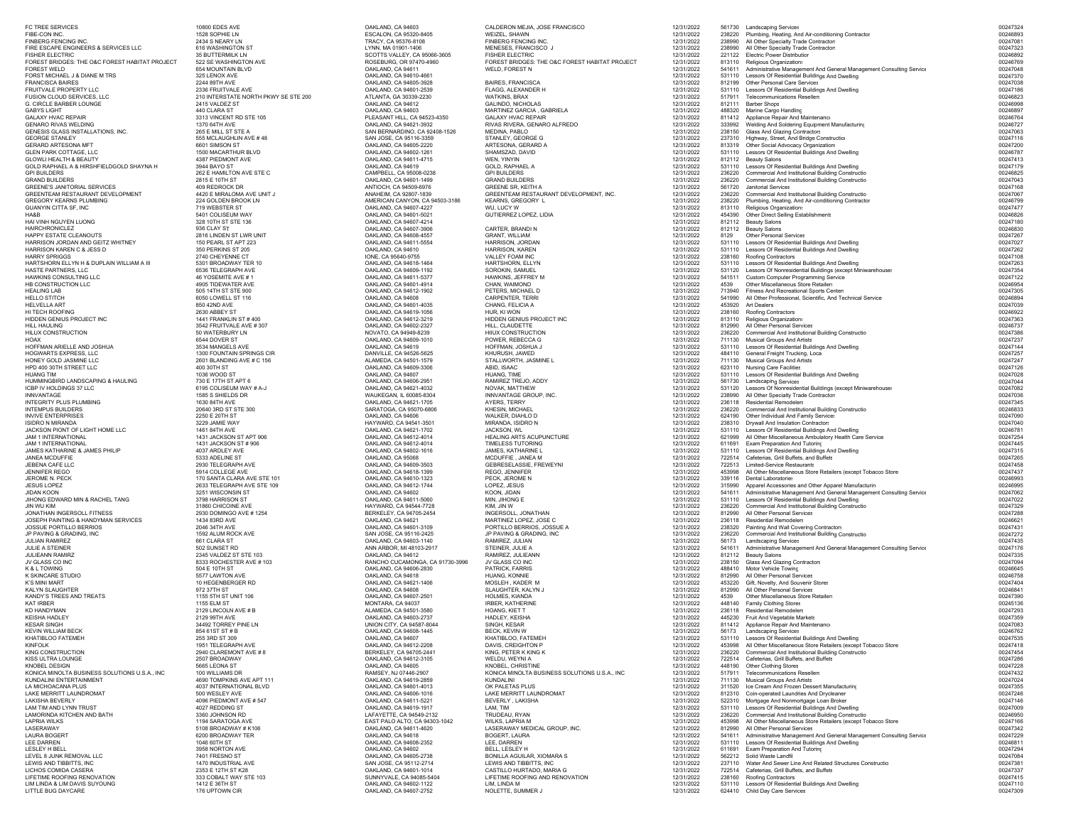| | | | | | | | |
|---|---|---|---|---|---|---|---|
| FC TREE SERVICES | 10800 EDES AVE | OAKLAND, CA 94603 | CALDERON MEJIA, JOSE FRANCISCO | 12/31/2022 | 561730 | Landscaping Services | 00247324 |
| FIBE-CON INC. | 1528 SOPHIE LN | ESCALON, CA 95320-8405 | WEIZEL, SHAWN | 12/31/2022 | 238220 | Plumbing, Heating, And Air-conditioning Contractor | 00246893 |
| FINBERG FENCING INC. | 2434 S NEARY LN | TRACY, CA 95376-8108 | FINBERG FENCING INC. | 12/31/2022 | 238990 | All Other Specialty Trade Contractors | 00247081 |
| FIRE ESCAPE ENGINEERS & SERVICES LLC | 616 WASHINGTON ST | LYNN, MA 01901-1406 | MENESES, FRANCISCO J | 12/31/2022 | 238990 | All Other Specialty Trade Contractors | 00247323 |
| FISHER ELECTRIC | 35 BUTTERMILK LN | SCOTTS VALLEY, CA 95066-3605 | FISHER ELECTRIC | 12/31/2022 | 221122 | Electric Power Distribution | 00246892 |
| FOREST BRIDGES: THE O&C FOREST HABITAT PROJECT | 522 SE WASHINGTON AVE | ROSEBURG, OR 97470-4960 | FOREST BRIDGES: THE O&C FOREST HABITAT PROJECT | 12/31/2022 | 813110 | Religious Organizations | 00246769 |
| FOREST WELD | 654 MOUNTAIN BLVD | OAKLAND, CA 94611 | WELD, FOREST N | 12/31/2022 | 541611 | Administrative Management And General Management Consulting Services | 00247048 |
| FORST MICHAEL J & DIANE M TRS | 325 LENOX AVE | OAKLAND, CA 94610-4661 | | 12/31/2022 | 531110 | Lessors Of Residential Buildings And Dwellings | 00247370 |
| FRANCISCA BAIRES | 2244 89TH AVE | OAKLAND, CA 94605-3928 | BAIRES, FRANCISCA | 12/31/2022 | 812199 | Other Personal Care Services | 00247038 |
| FRUITVALE PROPERTY LLC | 2336 FRUITVALE AVE | OAKLAND, CA 94601-2539 | FLAGG, ALEXANDER H | 12/31/2022 | 531110 | Lessors Of Residential Buildings And Dwellings | 00247186 |
| FUSION CLOUD SERVICES, LLC | 210 INTERSTATE NORTH PKWY SE STE 200 | ATLANTA, GA 30339-2230 | WATKINS, BRAX | 12/31/2022 | 517911 | Telecommunications Resellers | 00246823 |
| G. CIRCLE BARBER LOUNGE | 2415 VALDEZ ST | OAKLAND, CA 94612 | GALINDO, NICHOLAS | 12/31/2022 | 812111 | Barber Shops | 00246998 |
| GABYS LIGHT | 440 CLARA ST | OAKLAND, CA 94603 | MARTINEZ GARCIA , GABRIELA | 12/31/2022 | 488320 | Marine Cargo Handling | 00246897 |
| GALAXY HVAC REPAIR | 3313 VINCENT RD STE 105 | PLEASANT HILL, CA 94523-4350 | GALAXY HVAC REPAIR | 12/31/2022 | 811412 | Appliance Repair And Maintenance | 00246764 |
| GENARO RIVAS WELDING | 1370 64TH AVE | OAKLAND, CA 94621-3932 | RIVAS RIVERA, GENARO ALFREDO | 12/31/2022 | 333992 | Welding And Soldering Equipment Manufacturing | 00246727 |
| GENESIS GLASS INSTALLATIONS, INC. | 265 E MILL ST STE A | SAN BERNARDINO, CA 92408-1526 | MEDINA, PABLO | 12/31/2022 | 238150 | Glass And Glazing Contractors | 00247063 |
| GEORGE STANLEY | 555 MCLAUGHLIN AVE # 48 | SAN JOSE, CA 95116-3359 | STANLEY, GEORGE G | 12/31/2022 | 237310 | Highway, Street, And Bridge Construction | 00247116 |
| GERARD ARTESONA MFT | 6601 SIMSON ST | OAKLAND, CA 94605-2220 | ARTESONA, GERARD A | 12/31/2022 | 813319 | Other Social Advocacy Organizations | 00247200 |
| GLEN PARK COTTAGE, LLC | 1500 MACARTHUR BLVD | OAKLAND, CA 94602-1261 | SHAMSZAD, DAVID | 12/31/2022 | 531110 | Lessors Of Residential Buildings And Dwellings | 00246787 |
| GLOWLI HEALTH & BEAUTY | 4387 PIEDMONT AVE | OAKLAND, CA 94611-4715 | WEN, YINYIN | 12/31/2022 | 812112 | Beauty Salons | 00247413 |
| GOLD RAPHAEL A & HIRSHFIELDGOLD SHAYNA H | 3944 BAYO ST | OAKLAND, CA 94619 | GOLD, RAPHAEL A | 12/31/2022 | 531110 | Lessors Of Residential Buildings And Dwellings | 00247179 |
| GPI BUILDERS | 262 E HAMILTON AVE STE C | CAMPBELL, CA 95008-0238 | GPI BUILDERS | 12/31/2022 | 236220 | Commercial And Institutional Building Construction | 00246825 |
| GRAND BUILDERS | 2815 E 10TH ST | OAKLAND, CA 94601-1499 | GRAND BUILDERS | 12/31/2022 | 236220 | Commercial And Institutional Building Construction | 00247043 |
| GREENE'S JANITORIAL SERVICES | 409 REDROCK DR | ANTIOCH, CA 94509-6976 | GREENE SR, KEITH A | 12/31/2022 | 561720 | Janitorial Services | 00247168 |
| GREENTEAM RESTAURANT DEVELOPMENT | 4420 E MIRALOMA AVE UNIT J | ANAHEIM, CA 92807-1839 | GREENTEAM RESTAURANT DEVELOPMENT, INC. | 12/31/2022 | 236220 | Commercial And Institutional Building Construction | 00247067 |
| GREGORY KEARNS PLUMBING | 224 GOLDEN BROOK LN | AMERICAN CANYON, CA 94503-3186 | KEARNS, GREGORY L | 12/31/2022 | 238220 | Plumbing, Heating, And Air-conditioning Contractor | 00246799 |
| GUANYIN CITTA SF, INC | 719 WEBSTER ST | OAKLAND, CA 94607-4227 | WU, LUCY W | 12/31/2022 | 813110 | Religious Organizations | 00247477 |
| HA&B | 5401 COLISEUM WAY | OAKLAND, CA 94601-5021 | GUTIERREZ LOPEZ, LIDIA | 12/31/2022 | 454390 | Other Direct Selling Establishments | 00246826 |
| HAI VINH NGUYEN LUONG | 328 10TH ST STE 136 | OAKLAND, CA 94607-4214 | | 12/31/2022 | 812112 | Beauty Salons | 00247180 |
| HAIRCHRONICLEZ | 936 CLAY ST | OAKLAND, CA 94607-3906 | CARTER, BRANDI N | 12/31/2022 | 812112 | Beauty Salons | 00246830 |
| HAPPY ESTATE CLEANOUTS | 2816 LINDEN ST LWR UNIT | OAKLAND, CA 94608-4557 | GRANT, WILLIAM | 12/31/2022 | 8129 | Other Personal Services | 00247267 |
| HARRISON JORDAN AND GEITZ WHITNEY | 150 PEARL ST APT 223 | OAKLAND, CA 94611-5554 | HARRISON, JORDAN | 12/31/2022 | 531110 | Lessors Of Residential Buildings And Dwellings | 00247027 |
| HARRISON KAREN C & JESS D | 350 PERKINS ST 205 | OAKLAND, CA 94610 | HARRISON, KAREN | 12/31/2022 | 531110 | Lessors Of Residential Buildings And Dwellings | 00247262 |
| HARRY SPRIGGS | 2740 CHEYENNE CT | IONE, CA 95640-9755 | VALLEY FOAM INC | 12/31/2022 | 238160 | Roofing Contractors | 00247108 |
| HARTSHORN ELLYN H & DUPLAIN WILLIAM A III | 5301 BROADWAY TER 10 | OAKLAND, CA 94618-1464 | HARTSHORN, ELLYN | 12/31/2022 | 531110 | Lessors Of Residential Buildings And Dwellings | 00247263 |
| HASTE PARTNERS, LLC | 6536 TELEGRAPH AVE | OAKLAND, CA 94609-1192 | SOROKIN, SAMUEL | 12/31/2022 | 531120 | Lessors Of Nonresidential Buildings (except Miniwarehouses | 00247354 |
| HAWKINS CONSULTING LLC | 46 YOSEMITE AVE # 1 | OAKLAND, CA 94611-5377 | HAWKINS, JEFFREY M | 12/31/2022 | 541511 | Custom Computer Programming Services | 00247122 |
| HB CONSTRUCTION LLC | 4905 TIDEWATER AVE | OAKLAND, CA 94601-4914 | CHAN, WAIMOND | 12/31/2022 | 4539 | Other Miscellaneous Store Retailers | 00246954 |
| HEALING LAB | 505 14TH ST STE 900 | OAKLAND, CA 94612-1902 | PETERS, MICHAEL D | 12/31/2022 | 713940 | Fitness And Recreational Sports Centers | 00247305 |
| HELLO STITCH | 6050 LOWELL ST 116 | OAKLAND, CA 94608 | CARPENTER, TERRI | 12/31/2022 | 541990 | All Other Professional, Scientific, And Technical Services | 00246894 |
| HELVELLA ART | 850 42ND AVE | OAKLAND, CA 94601-4035 | CHANG, FELICIA A | 12/31/2022 | 453920 | Art Dealers | 00247039 |
| HI TECH ROOFING | 2630 ABBEY ST | OAKLAND, CA 94619-1056 | HUR, KI WON | 12/31/2022 | 238160 | Roofing Contractors | 00246922 |
| HIDDEN GENIUS PROJECT INC | 1441 FRANKLIN ST # 400 | OAKLAND, CA 94612-3219 | HIDDEN GENIUS PROJECT INC | 12/31/2022 | 813110 | Religious Organizations | 00247363 |
| HILL HAULING | 3542 FRUITVALE AVE # 307 | OAKLAND, CA 94602-2327 | HILL, CLAUDETTE | 12/31/2022 | 812990 | All Other Personal Services | 00246737 |
| HILUX CONSTRUCTION | 50 WATERBURY LN | NOVATO, CA 94949-8239 | HIIUX CONSTRUCTION | 12/31/2022 | 236220 | Commercial And Institutional Building Construction | 00247386 |
| HOAX | 6544 DOVER ST | OAKLAND, CA 94609-1010 | POWER, REBECCA G | 12/31/2022 | 711130 | Musical Groups And Artists | 00247237 |
| HOFFMAN ARIELLE AND JOSHUA | 3534 MANGELS AVE | OAKLAND, CA 94619 | HOFFMAN, JOSHUA J | 12/31/2022 | 531110 | Lessors Of Residential Buildings And Dwellings | 00247144 |
| HOGWARTS EXPRESS, LLC | 1300 FOUNTAIN SPRINGS CIR | DANVILLE, CA 94526-5625 | KHURUSH, JAWED | 12/31/2022 | 484110 | General Freight Trucking, Local | 00247257 |
| HONEY GOLD JASMINE LLC | 2601 BLANDING AVE # C 156 | ALAMEDA, CA 94501-1579 | STALLWORTH, JASMINE L | 12/31/2022 | 711130 | Musical Groups And Artists | 00247247 |
| HPD 400 30TH STREET LLC | 400 30TH ST | OAKLAND, CA 94609-3306 | ABID, ISAAC | 12/31/2022 | 623110 | Nursing Care Facilities | 00247126 |
| HUANG TIM | 1036 WOOD ST | OAKLAND, CA 94607 | HUANG, TIME | 12/31/2022 | 531110 | Lessors Of Residential Buildings And Dwellings | 00247028 |
| HUMMINGBIRD LANDSCAPING & HAULING | 730 E 17TH ST APT 6 | OAKLAND, CA 94606-2951 | RAMIREZ TREJO, ADDY | 12/31/2022 | 561730 | Landscaping Services | 00247044 |
| ICBP IV HOLDINGS 37 LLC | 6195 COLISEUM WAY # A-J | OAKLAND, CA 94621-4032 | NOVAK, MATTHEW | 12/31/2022 | 531120 | Lessors Of Nonresidential Buildings (except Miniwarehouses | 00247082 |
| INNVANTAGE | 1585 S SHIELDS DR | WAUKEGAN, IL 60085-8304 | INNVANTAGE GROUP, INC. | 12/31/2022 | 238990 | All Other Specialty Trade Contractors | 00247036 |
| INTEGRITY PLUS PLUMBING | 1630 84TH AVE | OAKLAND, CA 94621-1705 | AYERS, TERRY | 12/31/2022 | 236118 | Residential Remodelers | 00247345 |
| INTEMPUS BUILDERS | 20640 3RD ST STE 300 | SARATOGA, CA 95070-6806 | KHESIN, MICHAEL | 12/31/2022 | 236220 | Commercial And Institutional Building Construction | 00246833 |
| INVIVE ENTERPRISES | 2250 E 20TH ST | OAKLAND, CA 94606 | WALKER, DIAHLO D | 12/31/2022 | 624190 | Other Individual And Family Services | 00247090 |
| ISIDRO N MIRANDA | 3229 JAMIE WAY | HAYWARD, CA 94541-3501 | MIRANDA, ISIDRO N | 12/31/2022 | 238310 | Drywall And Insulation Contractors | 00247040 |
| JACKSON POINT OF LIGHT HOME LLC | 1461 84TH AVE | OAKLAND, CA 94621-1702 | JACKSON, WL | 12/31/2022 | 531110 | Lessors Of Residential Buildings And Dwellings | 00246781 |
| JAM 1 INTERNATIONAL | 1431 JACKSON ST APT 906 | OAKLAND, CA 94612-4014 | HEALING ARTS ACUPUNCTURE | 12/31/2022 | 621999 | All Other Miscellaneous Ambulatory Health Care Services | 00247254 |
| JAM 1 INTERNATIONAL | 1431 JACKSON ST # 906 | OAKLAND, CA 94612-4014 | TIMELESS TUTORING | 12/31/2022 | 611691 | Exam Preparation And Tutoring | 00247445 |
| JAMES KATHARINE & JAMES PHILIP | 4037 ARDLEY AVE | OAKLAND, CA 94602-1616 | JAMES, KATHARINE L | 12/31/2022 | 531110 | Lessors Of Residential Buildings And Dwellings | 00247315 |
| JANEA MCDUFFIE | 5333 ADELINE ST | OAKLAND, CA 95068 | MCDUFFIE , JANEA M | 12/31/2022 | 722514 | Cafeterias, Grill Buffets, and Buffets | 00247265 |
| JEBENA CAFE LLC | 2930 TELEGRAPH AVE | OAKLAND, CA 94609-3503 | GEBRESELASSIE, FREWEYNI | 12/31/2022 | 722513 | Limited-Service Restaurants | 00247458 |
| JENNIFER REGO | 5914 COLLEGE AVE | OAKLAND, CA 94618-1399 | REGO, JENNIFER | 12/31/2022 | 453998 | All Other Miscellaneous Store Retailers (except Tobacco Stores | 00247437 |
| JEROME N. PECK | 170 SANTA CLARA AVE STE 101 | OAKLAND, CA 94610-1323 | PECK, JEROME N | 12/31/2022 | 339116 | Dental Laboratories | 00246993 |
| JESUS LOPEZ | 2633 TELEGRAPH AVE STE 109 | OAKLAND, CA 94612-1744 | LOPEZ, JESUS | 12/31/2022 | 315990 | Apparel Accessories and Other Apparel Manufacturing | 00246995 |
| JIDAN KOON | 3251 WISCONSIN ST | OAKLAND, CA 94602 | KOON, JIDAN | 12/31/2022 | 541611 | Administrative Management And General Management Consulting Services | 00247062 |
| JIHONG EDWARD MIN & RACHEL TANG | 3798 HARRISON ST | OAKLAND, CA 94611-5060 | MIN, JIHONG E | 12/31/2022 | 531110 | Lessors Of Residential Buildings And Dwellings | 00247022 |
| JIN WU KIM | 31860 CHICOINE AVE | HAYWARD, CA 94544-7728 | KIM, JIN W | 12/31/2022 | 236220 | Commercial And Institutional Building Construction | 00247329 |
| JONATHAN INGERSOLL FITNESS | 2930 DOMINGO AVE # 1254 | BERKELEY, CA 94705-2454 | INGERSOLL, JONATHAN | 12/31/2022 | 812990 | All Other Personal Services | 00247288 |
| JOSEPH PAINTING & HANDYMAN SERVICES | 1434 83RD AVE | OAKLAND, CA 94621 | MARTINEZ LOPEZ, JOSE C | 12/31/2022 | 236118 | Residential Remodelers | 00246621 |
| JOSSUE PORTILLO BERRIOS | 2046 34TH AVE | OAKLAND, CA 94601-3109 | PORTILLO BERRIOS, JOSSUE A | 12/31/2022 | 238320 | Painting And Wall Covering Contractors | 00247431 |
| JP PAVING & GRADING, INC | 1592 ALUM ROCK AVE | SAN JOSE, CA 95116-2425 | JP PAVING & GRADING, INC | 12/31/2022 | 236220 | Commercial And Institutional Building Construction | 00247272 |
| JULIAN RAMIREZ | 661 CLARA ST | OAKLAND, CA 94603-1140 | RAMIREZ, JULIAN | 12/31/2022 | 56173 | Landscaping Services | 00247435 |
| JULIE A STEINER | 502 SUNSET RD | ANN ARBOR, MI 48103-2917 | STEINER, JULIE A | 12/31/2022 | 541611 | Administrative Management And General Management Consulting Services | 00247176 |
| JULIEANN RAMIRZ | 2345 VALDEZ ST STE 103 | OAKLAND, CA 94612 | RAMIREZ, JULIEANN | 12/31/2022 | 812112 | Beauty Salons | 00247335 |
| JV GLASS CO INC | 8333 ROCHESTER AVE # 103 | RANCHO CUCAMONGA, CA 91730-3996 | JV GLASS CO INC | 12/31/2022 | 238150 | Glass And Glazing Contractors | 00247094 |
| K & L TOWING | 504 E 10TH ST | OAKLAND, CA 94606-2830 | PATRICK, FARRIS | 12/31/2022 | 488410 | Motor Vehicle Towing | 00246645 |
| K SKINCARE STUDIO | 5577 LAWTON AVE | OAKLAND, CA 94618 | HUANG, KONNIE | 12/31/2022 | 812990 | All Other Personal Services | 00246758 |
| K'S MINI MART | 10 HEGENBERGER RD | OAKLAND, CA 94621-1406 | MOSLEH , KADER M | 12/31/2022 | 453220 | Gift, Novelty, And Souvenir Stores | 00247404 |
| KALYN SLAUGHTER | 972 37TH ST | OAKLAND, CA 94608 | SLAUGHTER, KALYN J | 12/31/2022 | 812990 | All Other Personal Services | 00246841 |
| KANDY'S TREES AND TREATS | 1155 5TH ST UNIT 106 | OAKLAND, CA 94607-2501 | HOLMES, KIANDA | 12/31/2022 | 4539 | Other Miscellaneous Store Retailers | 00247390 |
| KAT IRBER | 1155 ELM ST | MONTARA, CA 94037 | IRBER, KATHERINE | 12/31/2022 | 448140 | Family Clothing Stores | 00245136 |
| KD HANDYMAN | 2129 LINCOLN AVE # B | ALAMEDA, CA 94501-3580 | HOANG, KIETT | 12/31/2022 | 236118 | Residential Remodelers | 00247293 |
| KEISHA HADLEY | 2129 99TH AVE | OAKLAND, CA 94603-2737 | HADLEY, KEISHA | 12/31/2022 | 445230 | Fruit And Vegetable Markets | 00247359 |
| KESAR SINGH | 34492 TORREY PINE LN | UNION CITY, CA 94587-8044 | SINGH, KESAR | 12/31/2022 | 811412 | Appliance Repair And Maintenance | 00247083 |
| KEVIN WILLIAM BECK | 854 61ST ST # B | OAKLAND, CA 94608-1445 | BECK, KEVIN W | 12/31/2022 | 56173 | Landscaping Services | 00246762 |
| KHATIBLOO FATEMEH | 255 3RD ST 309 | OAKLAND, CA 94607 | KHATIBLOO, FATEMEH | 12/31/2022 | 531110 | Lessors Of Residential Buildings And Dwellings | 00247535 |
| KINFOLK | 1951 TELEGRAPH AVE | OAKLAND, CA 94612-2208 | DAVIS, CREIGHTON P | 12/31/2022 | 453998 | All Other Miscellaneous Store Retailers (except Tobacco Stores | 00247418 |
| KING CONSTRUCTION | 2940 CLAREMONT AVE # 8 | BERKELEY, CA 94705-2441 | KING, PETER K KING K | 12/31/2022 | 236220 | Commercial And Institutional Building Construction | 00247454 |
| KISS ULTRA LOUNGE | 2507 BROADWAY | OAKLAND, CA 94612-3105 | WELDU, WEYNI A | 12/31/2022 | 722514 | Cafeterias, Grill Buffets, and Buffets | 00247286 |
| KNOBEL DESIGN | 5665 LEONA ST | OAKLAND, CA 94605 | KNOBEL, CHRISTINE | 12/31/2022 | 448190 | Other Clothing Stores | 00247228 |
| KONICA MINOLTA BUSINESS SOLUTIONS U.S.A., INC | 100 WILLIAMS DR | RAMSEY, NJ 07446-2907 | KONICA MINOLTA BUSINESS SOLUTIONS U.S.A., INC | 12/31/2022 | 517911 | Telecommunications Resellers | 00247432 |
| KUNDALINI ENTERTAINMENT | 4690 TOMPKINS AVE APT 111 | OAKLAND, CA 94619-2859 | KUNDALINI | 12/31/2022 | 711130 | Musical Groups And Artists | 00247024 |
| LA MICHOACANA PLUS | 4037 INTERNATIONAL BLVD | OAKLAND, CA 94601-4013 | OK PALETAS PLUS | 12/31/2022 | 311520 | Ice Cream And Frozen Dessert Manufacturing | 00247355 |
| LAKE MERRITT LAUNDROMAT | 500 WESLEY AVE | OAKLAND, CA 94606-1016 | LAKE MERRITT LAUNDROMAT | 12/31/2022 | 812310 | Coin-operated Laundries And Drycleaners | 00247246 |
| LAKISHA BEVERLY | 4096 PIEDMONT AVE # 547 | OAKLAND, CA 94611-5221 | BEVERLY , LAKISHA | 12/31/2022 | 522310 | Mortgage And Nonmortgage Loan Brokers | 00247146 |
| LAM TIM AND LYNN TRUST | 4027 REDDING ST | OAKLAND, CA 94619-1917 | LAM, TIM | 12/31/2022 | 531110 | Lessors Of Residential Buildings And Dwellings | 00247009 |
| LAMORINDA KITCHEN AND BATH | 3360 JOHNSON RD | LAFAYETTE, CA 94549-2132 | TRUDEAU, RYAN | 12/31/2022 | 236220 | Commercial And Institutional Building Construction | 00246950 |
| LAPRIA WILKS | 1194 SARATOGA AVE | EAST PALO ALTO, CA 94303-1042 | WILKS, LAPRIA M | 12/31/2022 | 453998 | All Other Miscellaneous Store Retailers (except Tobacco Stores | 00247166 |
| LASERAWAY | 5108 BROADWAY # K106 | OAKLAND, CA 94611-4620 | LASERAWAY MEDICAL GROUP, INC. | 12/31/2022 | 812990 | All Other Personal Services | 00247342 |
| LAURA BOGERT | 6200 BROADWAY TER | OAKLAND, CA 94618 | BOGERT, LAURA | 12/31/2022 | 541611 | Administrative Management And General Management Consulting Services | 00247229 |
| LEE DARREN | 1046 60TH ST | OAKLAND, CA 94608-2352 | LEE, DARREN | 12/31/2022 | 531110 | Lessors Of Residential Buildings And Dwellings | 00246811 |
| LESLEY H BELL | 3958 NORTON AVE | OAKLAND, CA 94602 | BELL, LESLEY H | 12/31/2022 | 611691 | Exam Preparation And Tutoring | 00247294 |
| LEVEL 8 JUNK REMOVAL LLC | 7401 FRESNO ST | OAKLAND, CA 94605-2738 | BONILLA AGUILAR, XIOMARA S | 12/31/2022 | 562212 | Solid Waste Landfill | 00247084 |
| LEWIS AND TIBBITTS, INC | 1470 INDUSTRIAL AVE | SAN JOSE, CA 95112-2714 | LEWIS AND TIBBITTS, INC | 12/31/2022 | 237110 | Water And Sewer Line And Related Structures Construction | 00247381 |
| LICHOS COMIDA CASERA | 2353 E 12TH ST K28 | OAKLAND, CA 94601-1014 | CASTILLO HURTADO, MARIA G | 12/31/2022 | 722514 | Cafeterias, Grill Buffets, and Buffets | 00247337 |
| LIFETIME ROOFING RENOVATION | 333 COBALT WAY STE 103 | SUNNYVALE, CA 94085-5404 | LIFETIME ROOFING AND RENOVATION | 12/31/2022 | 238160 | Roofing Contractors | 00247415 |
| LIM LINDA & LIM DAVIS SUYOUNG | 1412 E 36TH ST | OAKLAND, CA 94602-1122 | LIM, LINDA M | 12/31/2022 | 531110 | Lessors Of Residential Buildings And Dwellings | 00247110 |
| LITTLE BUG DAYCARE | 176 UPTOWN CIR | OAKLAND, CA 94607-2752 | NOLETTE, SUMMER J | 12/31/2022 | 624410 | Child Day Care Services | 00247309 |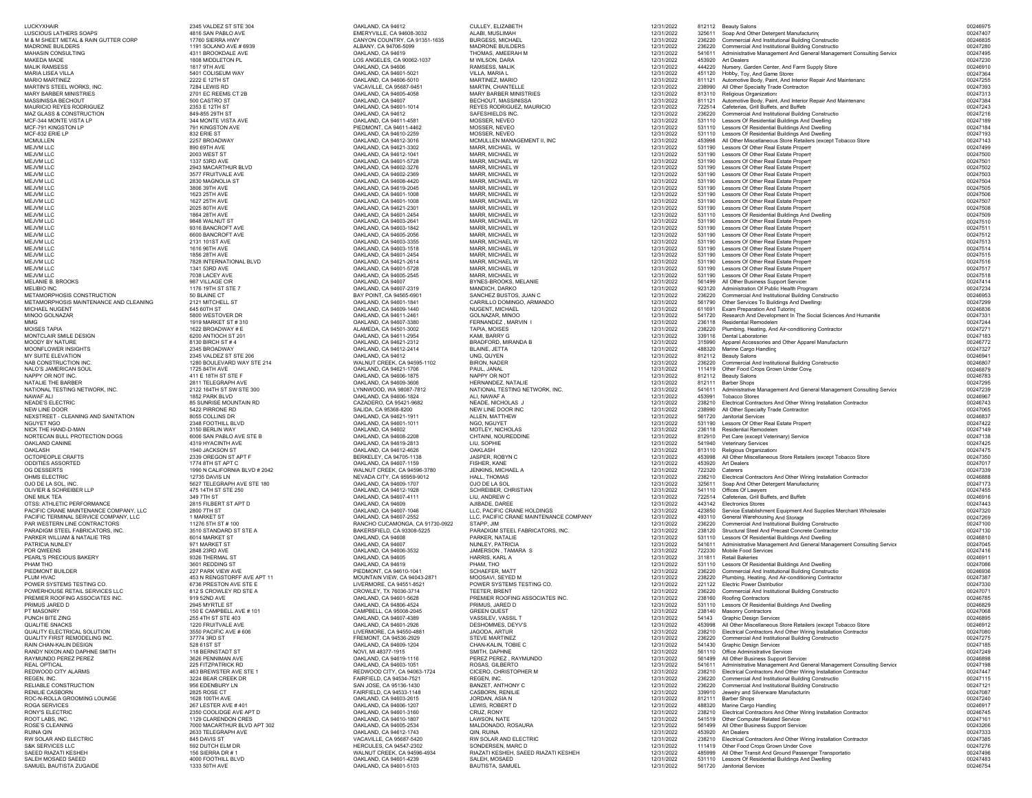| | | | | | | | |
|---|---|---|---|---|---|---|---|
| LUCKYXHAIR | 2345 VALDEZ ST STE 304 | OAKLAND, CA 94612 | CULLEY, ELIZABETH | 12/31/2022 | 812112 | Beauty Salons | 00246975 |
| LUSCIOUS LATHERS SOAPS | 4816 SAN PABLO AVE | EMERYVILLE, CA 94608-3032 | ALABI, MUSLIMAH | 12/31/2022 | 325611 | Soap And Other Detergent Manufacturing | 00247407 |
| M & M SHEET METAL & RAIN GUTTER CORP | 17760 SIERRA HWY | CANYON COUNTRY, CA 91351-1635 | BURGESS, MICHAEL | 12/31/2022 | 236220 | Commercial And Institutional Building Constructio | 00246835 |
| MADRONE BUILDERS | 1191 SOLANO AVE # 6939 | ALBANY, CA 94706-5099 | MADRONE BUILDERS | 12/31/2022 | 236220 | Commercial And Institutional Building Constructio | 00247280 |
| MAHASIN CONSULTING | 4311 BROOKDALE AVE | OAKLAND, CA 94619 | THOMAS, AMEERAH M | 12/31/2022 | 541611 | Administrative Management And General Management Consulting Service | 00247495 |
| MAKEDA MADE | 1808 MIDDLETON PL | LOS ANGELES, CA 90062-1037 | M WILSON, DARA | 12/31/2022 | 453920 | Art Dealers | 00247230 |
| MALIK RAMSESS | 1817 9TH AVE | OAKLAND, CA 94606 | RAMSESS, MALIK | 12/31/2022 | 444220 | Nursery, Garden Center, And Farm Supply Store | 00246910 |
| MARIA LISEA VILLA | 5401 COLISEUM WAY | OAKLAND, CA 94601-5021 | VILLA, MARIA L | 12/31/2022 | 451120 | Hobby, Toy, And Game Stores | 00247364 |
| MARIO MARTINEZ | 2222 E 12TH ST | OAKLAND, CA 94606-5010 | MARTINEZ, MARIO | 12/31/2022 | 811121 | Automotive Body, Paint, And Interior Repair And Maintenanc | 00247255 |
| MARTIN'S STEEL WORKS, INC. | 7284 LEWIS RD | VACAVILLE, CA 95687-9451 | MARTIN, CHANTELLE | 12/31/2022 | 238990 | All Other Specialty Trade Contractors | 00247393 |
| MARY BARBER MINISTRIES | 2701 EC REEMS CT 2B | OAKLAND, CA 94605-4058 | MARY BARBER MINISTRIES | 12/31/2022 | 813110 | Religious Organizations | 00247313 |
| MASSINISSA BECHOUT | 500 CASTRO ST | OAKLAND, CA 94607 | BECHOUT, MASSINISSA | 12/31/2022 | 811121 | Automotive Body, Paint, And Interior Repair And Maintenanc | 00247384 |
| MAURICIO REYES RODRIGUEZ | 2353 E 12TH ST | OAKLAND, CA 94601-1014 | REYES RODRIGUEZ, MAURICIO | 12/31/2022 | 722514 | Cafeterias, Grill Buffets, and Buffets | 00247243 |
| MAZ GLASS & CONSTRUCTION | 849-855 29TH ST | OAKLAND, CA 94612 | SAFESHIELDS INC. | 12/31/2022 | 236220 | Commercial And Institutional Building Constructio | 00247216 |
| MCF-344 MONTE VISTA LP | 344 MONTE VISTA AVE | OAKLAND, CA 94611-4581 | MOSSER, NEVEO | 12/31/2022 | 531110 | Lessors Of Residential Buildings And Dwelling | 00247189 |
| MCF-791 KINGSTON LP | 791 KINGSTON AVE | PIEDMONT, CA 94611-4462 | MOSSER, NEVEO | 12/31/2022 | 531110 | Lessors Of Residential Buildings And Dwelling | 00247184 |
| MCF-832 ERIE LP | 832 ERIE ST | OAKLAND, CA 94610-2259 | MOSSER, NEVEO | 12/31/2022 | 531110 | Lessors Of Residential Buildings And Dwelling | 00247193 |
| MCMULLEN | 2257 BROADWAY | OAKLAND, CA 94612-3016 | MCMULLEN MANAGEMENT II, INC | 12/31/2022 | 453998 | All Other Miscellaneous Store Retailers (except Tobacco Store | 00247143 |
| MEJVM LLC | 890 69TH AVE | OAKLAND, CA 94621-3302 | MARR, MICHAEL W | 12/31/2022 | 531190 | Lessors Of Other Real Estate Propert | 00247499 |
| MEJVM LLC | 2003 WEST ST | OAKLAND, CA 94612-1041 | MARR, MICHAEL W | 12/31/2022 | 531190 | Lessors Of Other Real Estate Propert | 00247500 |
| MEJVM LLC | 1337 53RD AVE | OAKLAND, CA 94601-5728 | MARR, MICHAEL W | 12/31/2022 | 531190 | Lessors Of Other Real Estate Propert | 00247501 |
| MEJVM LLC | 2943 MACARTHUR BLVD | OAKLAND, CA 94602-3276 | MARR, MICHAEL W | 12/31/2022 | 531190 | Lessors Of Other Real Estate Propert | 00247502 |
| MEJVM LLC | 3577 FRUITVALE AVE | OAKLAND, CA 94602-2369 | MARR, MICHAEL W | 12/31/2022 | 531190 | Lessors Of Other Real Estate Propert | 00247503 |
| MEJVM LLC | 2830 MAGNOLIA ST | OAKLAND, CA 94608-4420 | MARR, MICHAEL W | 12/31/2022 | 531190 | Lessors Of Other Real Estate Propert | 00247504 |
| MEJVM LLC | 3806 39TH AVE | OAKLAND, CA 94619-2045 | MARR, MICHAEL W | 12/31/2022 | 531190 | Lessors Of Other Real Estate Propert | 00247505 |
| MEJVM LLC | 1623 25TH AVE | OAKLAND, CA 94601-1008 | MARR, MICHAEL W | 12/31/2022 | 531190 | Lessors Of Other Real Estate Propert | 00247506 |
| MEJVM LLC | 1627 25TH AVE | OAKLAND, CA 94601-1008 | MARR, MICHAEL W | 12/31/2022 | 531190 | Lessors Of Other Real Estate Propert | 00247507 |
| MEJVM LLC | 2025 80TH AVE | OAKLAND, CA 94621-2301 | MARR, MICHAEL W | 12/31/2022 | 531190 | Lessors Of Other Real Estate Propert | 00247508 |
| MEJVM LLC | 1864 28TH AVE | OAKLAND, CA 94601-2454 | MARR, MICHAEL W | 12/31/2022 | 531110 | Lessors Of Residential Buildings And Dwelling | 00247509 |
| MEJVM LLC | 9848 WALNUT ST | OAKLAND, CA 94603-2641 | MARR, MICHAEL W | 12/31/2022 | 531190 | Lessors Of Other Real Estate Propert | 00247510 |
| MEJVM LLC | 9316 BANCROFT AVE | OAKLAND, CA 94603-1842 | MARR, MICHAEL W | 12/31/2022 | 531190 | Lessors Of Other Real Estate Propert | 00247511 |
| MEJVM LLC | 6600 BANCROFT AVE | OAKLAND, CA 94605-2056 | MARR, MICHAEL W | 12/31/2022 | 531190 | Lessors Of Other Real Estate Propert | 00247512 |
| MEJVM LLC | 2131 101ST AVE | OAKLAND, CA 94603-3355 | MARR, MICHAEL W | 12/31/2022 | 531190 | Lessors Of Other Real Estate Propert | 00247513 |
| MEJVM LLC | 1616 98TH AVE | OAKLAND, CA 94603-1518 | MARR, MICHAEL W | 12/31/2022 | 531190 | Lessors Of Other Real Estate Propert | 00247514 |
| MEJVM LLC | 1856 28TH AVE | OAKLAND, CA 94601-2454 | MARR, MICHAEL W | 12/31/2022 | 531190 | Lessors Of Other Real Estate Propert | 00247515 |
| MEJVM LLC | 7828 INTERNATIONAL BLVD | OAKLAND, CA 94621-2614 | MARR, MICHAEL W | 12/31/2022 | 531190 | Lessors Of Other Real Estate Propert | 00247516 |
| MEJVM LLC | 1341 53RD AVE | OAKLAND, CA 94601-5728 | MARR, MICHAEL W | 12/31/2022 | 531190 | Lessors Of Other Real Estate Propert | 00247517 |
| MEJVM LLC | 7038 LACEY AVE | OAKLAND, CA 94605-2545 | MARR, MICHAEL W | 12/31/2022 | 531190 | Lessors Of Other Real Estate Propert | 00247518 |
| MELANIE B. BROOKS | 987 VILLAGE CIR | OAKLAND, CA 94607 | BYNES-BROOKS, MELANIE | 12/31/2022 | 561499 | All Other Business Support Services | 00247414 |
| MELIBIO INC | 1176 19TH ST STE 7 | OAKLAND, CA 94607-2319 | MANDICH, DARKO | 12/31/2022 | 923120 | Administration Of Public Health Program | 00247234 |
| METAMORPHOSIS CONSTRUCTION | 50 BLAINE CT | BAY POINT, CA 94565-6901 | SANCHEZ BUSTOS, JUAN C | 12/31/2022 | 236220 | Commercial And Institutional Building Constructio | 00246953 |
| METAMORPHOSIS MAINTENANCE AND CLEANING | 2121 MITCHELL ST | OAKLAND, CA 94601-1841 | CARRILLO DOMINGO, ARMANDO | 12/31/2022 | 561790 | Other Services To Buildings And Dwellings | 00247299 |
| MICHAEL NUGENT | 645 60TH ST | OAKLAND, CA 94609-1440 | NUGENT, MICHAEL | 12/31/2022 | 611691 | Exam Preparation And Tutoring | 00246836 |
| MINOO GOLNAZAR | 5800 WESTOVER DR | OAKLAND, CA 94611-2461 | GOLNAZAR, MINOO | 12/31/2022 | 541720 | Research And Development In The Social Sciences And Humanitie | 00247331 |
| MMG | 1919 MARKET ST # 310 | OAKLAND, CA 94607-3380 | FERNANDEZ , MARVIN I | 12/31/2022 | 236118 | Residential Remodelers | 00247244 |
| MOISES TAPIA | 1622 BROADWAY # E | ALAMEDA, CA 94501-3002 | TAPIA, MOISES | 12/31/2022 | 238220 | Plumbing, Heating, And Air-conditioning Contractor | 00247271 |
| MONTCLAIR SMILE DESIGN | 6200 ANTIOCH ST 201 | OAKLAND, CA 94611-2954 | KAMI, BARRY G | 12/31/2022 | 339116 | Dental Laboratories | 00247183 |
| MOODY BY NATURE | 8130 BIRCH ST # 4 | OAKLAND, CA 94621-2312 | BRADFORD, MIRANDA B | 12/31/2022 | 315990 | Apparel Accessories and Other Apparel Manufacturin | 00246772 |
| MOONFLOWER INSIGHTS | 2345 BROADWAY | OAKLAND, CA 94612-2414 | BLAINE, JETTA | 12/31/2022 | 488320 | Marine Cargo Handling | 00247327 |
| MY SUITE ELEVATION | 2345 VALDEZ ST STE 206 | OAKLAND, CA 94612 | UNG, QUYEN | 12/31/2022 | 812112 | Beauty Salons | 00246941 |
| NAB CONSTRUCTION INC. | 1280 BOULEVARD WAY STE 214 | WALNUT CREEK, CA 94595-1102 | BIRON, NADER | 12/31/2022 | 236220 | Commercial And Institutional Building Constructio | 00246807 |
| NALO'S JAMERICAN SOUL | 1725 84TH AVE | OAKLAND, CA 94621-1706 | PAUL, JANAL | 12/31/2022 | 111419 | Other Food Crops Grown Under Cove | 00246879 |
| NAPPY OR NOT INC. | 411 E 18TH ST STE F | OAKLAND, CA 94606-1875 | NAPPY OR NOT | 12/31/2022 | 812112 | Beauty Salons | 00246783 |
| NATALIE THE BARBER | 2811 TELEGRAPH AVE | OAKLAND, CA 94609-3606 | HERNANDEZ, NATALIE | 12/31/2022 | 812111 | Barber Shops | 00247295 |
| NATIONAL TESTING NETWORK, INC. | 2122 164TH ST SW STE 300 | LYNNWOOD, WA 98087-7812 | NATIONAL TESTING NETWORK, INC. | 12/31/2022 | 541611 | Administrative Management And General Management Consulting Service | 00247239 |
| NAWAF ALI | 1852 PARK BLVD | OAKLAND, CA 94606-1824 | ALI, NAWAF A | 12/31/2022 | 453991 | Tobacco Stores | 00246967 |
| NEADE'S ELECTRIC | 85 SUNRISE MOUNTAIN RD | CAZADERO, CA 95421-9682 | NEADE, NICHOLAS J | 12/31/2022 | 238210 | Electrical Contractors And Other Wiring Installation Contractor | 00246743 |
| NEW LINE DOOR | 5422 PIRRONE RD | SALIDA, CA 95368-8200 | NEW LINE DOOR INC | 12/31/2022 | 238990 | All Other Specialty Trade Contractors | 00247065 |
| NEXSTREET - CLEANING AND SANITATION | 8055 COLLINS DR | OAKLAND, CA 94621-1911 | ALLEN, MATTHEW | 12/31/2022 | 561720 | Janitorial Services | 00246837 |
| NGUYET NGO | 2348 FOOTHILL BLVD | OAKLAND, CA 94601-1011 | NGO, NGUYET | 12/31/2022 | 531190 | Lessors Of Other Real Estate Propert | 00247422 |
| NICK THE HAND-D-MAN | 3150 BERLIN WAY | OAKLAND, CA 94602 | MOTLEY, NICHOLAS | 12/31/2022 | 236118 | Residential Remodelers | 00247149 |
| NORTECAN BULL PROTECTION DOGS | 6006 SAN PABLO AVE STE B | OAKLAND, CA 94608-2208 | CHTAINI, NOUREDDINE | 12/31/2022 | 812910 | Pet Care (except Veterinary) Service | 00247138 |
| OAKLAND CANINE | 4319 HYACINTH AVE | OAKLAND, CA 94619-2813 | LIU, SOPHIE | 12/31/2022 | 541940 | Veterinary Services | 00247425 |
| OAKLASH | 1940 JACKSON ST | OAKLAND, CA 94612-4626 | OAKLASH | 12/31/2022 | 813110 | Religious Organizations | 00247475 |
| OCTOPEOPLE CRAFTS | 2339 OREGON ST APT F | BERKELEY, CA 94705-1138 | JASPER, ROBYN C | 12/31/2022 | 453998 | All Other Miscellaneous Store Retailers (except Tobacco Store | 00247350 |
| ODDITIES ASSORTED | 1774 8TH ST APT C | OAKLAND, CA 94607-1159 | FISHER, KANE | 12/31/2022 | 453920 | Art Dealers | 00247017 |
| OG DESSERTS | 1990 N CALIFORNIA BLVD # 2042 | WALNUT CREEK, CA 94596-3780 | JENKINS, MICHAEL A | 12/31/2022 | 722320 | Caterers | 00247339 |
| OHMS ELECTRIC | 12735 DAVIS LN | NEVADA CITY, CA 95959-9012 | HALL, THOMAS | 12/31/2022 | 238210 | Electrical Contractors And Other Wiring Installation Contractor | 00246888 |
| OJO DE LA SOL, INC. | 5627 TELEGRAPH AVE STE 180 | OAKLAND, CA 94609-1707 | OJO DE LA SOL | 12/31/2022 | 325611 | Soap And Other Detergent Manufacturing | 00247173 |
| OLIVIER & SCHREIBER LLP | 475 14TH ST STE 250 | OAKLAND, CA 94612-1928 | SCHREIBER, CHRISTIAN | 12/31/2022 | 541110 | Offices Of Lawyers | 00247455 |
| ONE MILK TEA | 349 7TH ST | OAKLAND, CA 94607-4111 | LIU, ANDREW C | 12/31/2022 | 722514 | Cafeterias, Grill Buffets, and Buffets | 00246916 |
| OTSS: ATHLETIC PERFORMANCE | 2815 FILBERT ST APT D | OAKLAND, CA 94609 | AJIBADE, DAREE | 12/31/2022 | 443142 | Electronics Stores | 00247443 |
| PACIFIC CRANE MAINTENANCE COMPANY, LLC | 2800 7TH ST | OAKLAND, CA 94607-1046 | LLC, PACIFIC CRANE HOLDINGS | 12/31/2022 | 423850 | Service Establishment Equipment And Supplies Merchant Wholesaler | 00247320 |
| PACIFIC TERMINAL SERVICE COMPANY, LLC | 1 MARKET ST | OAKLAND, CA 94607-2552 | LLC, PACIFIC CRANE MAINTENANCE COMPANY | 12/31/2022 | 493110 | General Warehousing And Storage | 00247269 |
| PAR WESTERN LINE CONTRACTORS | 11276 5TH ST # 100 | RANCHO CUCAMONGA, CA 91730-0922 | STAPP, JIM | 12/31/2022 | 236220 | Commercial And Institutional Building Constructio | 00247100 |
| PARADIGM STEEL FABRICATORS, INC. | 3510 STANDARD ST STE A | BAKERSFIELD, CA 93308-5225 | PARADIGM STEEL FABRICATORS, INC. | 12/31/2022 | 238120 | Structural Steel And Precast Concrete Contractor | 00247130 |
| PARKER WILLIAM & NATALIE TRS | 6014 MARKET ST | OAKLAND, CA 94608 | PARKER, NATALIE | 12/31/2022 | 531110 | Lessors Of Residential Buildings And Dwelling | 00246810 |
| PATRICIA NUNLEY | 971 MARKET ST | OAKLAND, CA 94607 | NUNLEY, PATRICIA | 12/31/2022 | 541611 | Administrative Management And General Management Consulting Service | 00247045 |
| PDR QWEENS | 2848 23RD AVE | OAKLAND, CA 94606-3532 | JAMERSON , TAMARA S | 12/31/2022 | 722330 | Mobile Food Services | 00247416 |
| PEARL'S PRECIOUS BAKERY | 9326 THERMAL ST | OAKLAND, CA 94605 | HARRIS, KARL A | 12/31/2022 | 311811 | Retail Bakeries | 00246911 |
| PHAM THO | 3601 REDDING ST | OAKLAND, CA 94619 | PHAM, THO | 12/31/2022 | 531110 | Lessors Of Residential Buildings And Dwelling | 00247086 |
| PIEDMONT BUILDER | 227 PARK VIEW AVE | PIEDMONT, CA 94610-1041 | SCHAEFER, MATT | 12/31/2022 | 236220 | Commercial And Institutional Building Constructio | 00246936 |
| PLUM HVAC | 453 N RENGSTORFF AVE APT 11 | MOUNTAIN VIEW, CA 94043-2871 | MOOSAVI, SEYED M | 12/31/2022 | 238220 | Plumbing, Heating, And Air-conditioning Contractor | 00247387 |
| POWER SYSTEMS TESTING CO. | 6736 PRESTON AVE STE E | LIVERMORE, CA 94551-8521 | POWER SYSTEMS TESTING CO. | 12/31/2022 | 221122 | Electric Power Distribution | 00247330 |
| POWERHOUSE RETAIL SERVICES LLC | 812 S CROWLEY RD STE A | CROWLEY, TX 76036-3714 | TEETER, BRENT | 12/31/2022 | 236220 | Commercial And Institutional Building Constructio | 00247071 |
| PREMIER ROOFING ASSOCIATES INC. | 919 52ND AVE | OAKLAND, CA 94601-5628 | PREMIER ROOFING ASSOCIATES INC. | 12/31/2022 | 238160 | Roofing Contractors | 00246785 |
| PRIMUS JARED D | 2945 MYRTLE ST | OAKLAND, CA 94608-4524 | PRIMUS, JARED D | 12/31/2022 | 531110 | Lessors Of Residential Buildings And Dwelling | 00246829 |
| PT MASONRY | 150 E CAMPBELL AVE # 101 | CAMPBELL, CA 95008-2045 | GREEN QUEST | 12/31/2022 | 238140 | Masonry Contractors | 00247068 |
| PUNCH BITE ZING | 255 4TH ST STE 403 | OAKLAND, CA 94607-4389 | VASSILEV, VASSIL T | 12/31/2022 | 54143 | Graphic Design Services | 00246895 |
| QUALITIE SNACKS | 1220 FRUITVALE AVE | OAKLAND, CA 94601-2926 | DESHOMMES, DEYV'S | 12/31/2022 | 453998 | All Other Miscellaneous Store Retailers (except Tobacco Store | 00246912 |
| QUALITY ELECTRICAL SOLUTION | 3550 PACIFIC AVE # 606 | LIVERMORE, CA 94550-4881 | JAGODA, ARTUR | 12/31/2022 | 238210 | Electrical Contractors And Other Wiring Installation Contractor | 00247080 |
| QUALITY FIRST REMODELING INC. | 37774 3RD ST | FREMONT, CA 94536-2929 | STEVE MARTINEZ | 12/31/2022 | 236220 | Commercial And Institutional Building Constructio | 00247275 |
| RAIN CHAN-KALIN DESIGN | 528 61ST ST | OAKLAND, CA 94609-1204 | CHAN-KALIN, TOBIE C | 12/31/2022 | 541430 | Graphic Design Services | 00247185 |
| RANDY NIXON AND DAPHNE SMITH | 118 BERNSTADT ST | NOVI, MI 48377-1915 | SMITH, DAPHNE | 12/31/2022 | 561110 | Office Administrative Services | 00247249 |
| RAYMUNDO PEREZ PEREZ | 3626 PENNIMAN AVE | OAKLAND, CA 94619-1116 | PEREZ PEREZ , RAYMUNDO | 12/31/2022 | 561499 | All Other Business Support Services | 00246898 |
| REAL OPTICAL | 225 FITZPATRICK RD | OAKLAND, CA 94603-1051 | ROSAS, GILBERTO | 12/31/2022 | 541611 | Administrative Management And General Management Consulting Service | 00247198 |
| REDWOOD CITY ALARMS | 463 BREWSTER AVE STE 1 | REDWOOD CITY, CA 94063-1724 | CICERO, CHRISTOPHER M | 12/31/2022 | 238210 | Electrical Contractors And Other Wiring Installation Contractor | 00247447 |
| REGEN, INC. | 3224 BEAR CREEK DR | FAIRFIELD, CA 94534-7521 | REGEN, INC. | 12/31/2022 | 236220 | Commercial And Institutional Building Constructio | 00247115 |
| RELIABLE CONSTRUCTION | 956 EDENBURY LN | SAN JOSE, CA 95136-1430 | BANZET, ANTHONY C | 12/31/2022 | 236220 | Commercial And Institutional Building Constructio | 00247121 |
| RENILIE CASBORN | 2825 ROSE CT | FAIRFIELD, CA 94533-1148 | CASBORN, RENILIE | 12/31/2022 | 339910 | Jewelry and Silverware Manufacturing | 00247087 |
| ROC-N-ROLLA GROOMING LOUNGE | 1628 100TH AVE | OAKLAND, CA 94603-2615 | JORDAN, ASIA N | 12/31/2022 | 812111 | Barber Shops | 00247240 |
| ROGA SERVICES | 267 LESTER AVE # 401 | OAKLAND, CA 94606-1207 | LEWIS, ROBERT D | 12/31/2022 | 488320 | Marine Cargo Handling | 00246917 |
| RONY'S ELECTRIC | 2350 COOLIDGE AVE APT D | OAKLAND, CA 94601-3160 | CRUZ, RONY | 12/31/2022 | 238210 | Electrical Contractors And Other Wiring Installation Contractor | 00246745 |
| ROOT LABS, INC. | 1129 CLARENDON CRES | OAKLAND, CA 94610-1807 | LAWSON, NATE | 12/31/2022 | 541519 | Other Computer Related Services | 00247161 |
| ROSE'S CLEANING | 7000 MACARTHUR BLVD APT 302 | OAKLAND, CA 94605-2534 | MALDONADO, ROSAURA | 12/31/2022 | 561499 | All Other Business Support Services | 00243266 |
| RUINA QIN | 2633 TELEGRAPH AVE | OAKLAND, CA 94612-1743 | QIN, RUINA | 12/31/2022 | 453920 | Art Dealers | 00247333 |
| RW SOLAR AND ELECTRIC | 845 DAVIS ST | VACAVILLE, CA 95687-5420 | RW SOLAR AND ELECTRIC | 12/31/2022 | 238210 | Electrical Contractors And Other Wiring Installation Contractor | 00247385 |
| S&K SERVICES LLC | 592 DUTCH ELM DR | HERCULES, CA 94547-2302 | SONDERSEN, MARC D | 12/31/2022 | 111419 | Other Food Crops Grown Under Cove | 00247276 |
| SAEED RIAZATI KESHEH | 156 SIERRA DR # 1 | WALNUT CREEK, CA 94596-4934 | RIAZATI KESHEH, SAEED RIAZATI KESHEH | 12/31/2022 | 485999 | All Other Transit And Ground Passenger Transportatio | 00247496 |
| SALEH MOSAED SAEED | 4000 FOOTHILL BLVD | OAKLAND, CA 94601-4239 | SALEH, MOSAED | 12/31/2022 | 531110 | Lessors Of Residential Buildings And Dwelling | 00247483 |
| SAMUEL BAUTISTA ZUGAIDE | 1333 50TH AVE | OAKLAND, CA 94601-5103 | BAUTISTA, SAMUEL | 12/31/2022 | 561720 | Janitorial Services | 00246754 |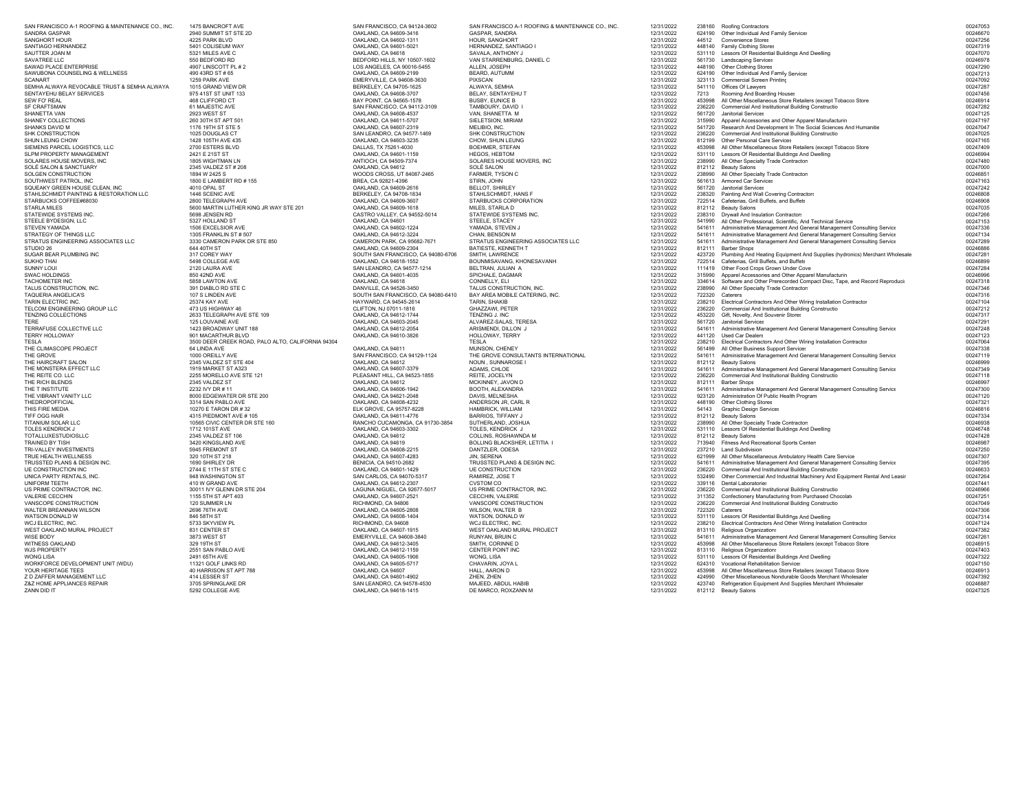| | | | | | | | |
|---|---|---|---|---|---|---|---|
| SAN FRANCISCO A-1 ROOFING & MAINTENANCE CO., INC. | 1475 BANCROFT AVE | SAN FRANCISCO, CA 94124-3602 | SAN FRANCISCO A-1 ROOFING & MAINTENANCE CO., INC. | 12/31/2022 | 238160 | Roofing Contractors | 00247053 |
| SANDRA GASPAR | 2940 SUMMIT ST STE 2D | OAKLAND, CA 94609-3416 | GASPAR, SANDRA | 12/31/2022 | 624190 | Other Individual And Family Services | 00246670 |
| SANGHORT HOUR | 4225 PARK BLVD | OAKLAND, CA 94602-1311 | HOUR, SANGHORT | 12/31/2022 | 44512 | Convenience Stores | 00247256 |
| SANTIAGO HERNANDEZ | 5401 COLISEUM WAY | OAKLAND, CA 94601-5021 | HERNANDEZ, SANTIAGO I | 12/31/2022 | 448140 | Family Clothing Stores | 00247319 |
| SAUTTER JOAN M | 5321 MILES AVE C | OAKLAND, CA 94618 | SAVALA, ANTHONY J | 12/31/2022 | 531110 | Lessors Of Residential Buildings And Dwelling | 00247070 |
| SAVATREE LLC | 550 BEDFORD RD | BEDFORD HILLS, NY 10507-1602 | VAN STARRENBURG, DANIEL C | 12/31/2022 | 561730 | Landscaping Services | 00246978 |
| SAWAD PLACE ENTERPRISE | 4907 LINSCOTT PL # 2 | LOS ANGELES, CA 90016-5455 | ALLEN, JOSEPH | 12/31/2022 | 448190 | Other Clothing Stores | 00247290 |
| SAWUBONA COUNSELING & WELLNESS | 490 43RD ST # 65 | OAKLAND, CA 94609-2199 | BEARD, AUTUMM | 12/31/2022 | 624190 | Other Individual And Family Services | 00247213 |
| SCANART | 1259 PARK AVE | EMERYVILLE, CA 94608-3630 | PIXSCAN | 12/31/2022 | 323113 | Commercial Screen Printing | 00247092 |
| SEMHA ALWAYA REVOCABLE TRUST & SEMHA ALWAYA | 1015 GRAND VIEW DR | BERKELEY, CA 94705-1625 | ALWAYA, SEMHA | 12/31/2022 | 541110 | Offices Of Lawyers | 00247287 |
| SENTAYEHU BELAY SERVICES | 975 41ST ST UNIT 133 | OAKLAND, CA 94608-3707 | BELAY, SENTAYEHU T | 12/31/2022 | 7213 | Rooming And Boarding Houses | 00247456 |
| SEW FO' REAL | 468 CLIFFORD CT | BAY POINT, CA 94565-1578 | BUSBY, EUNICE B | 12/31/2022 | 453998 | All Other Miscellaneous Store Retailers (except Tobacco Store | 00246914 |
| SF CRAFTSMAN | 61 MAJESTIC AVE | SAN FRANCISCO, CA 94112-3109 | TAMBOURY, DAVID I | 12/31/2022 | 236220 | Commercial And Institutional Building Constructio | 00247282 |
| SHANETTA VAN | 2923 WEST ST | OAKLAND, CA 94608-4537 | VAN, SHANETTA M | 12/31/2022 | 561720 | Janitorial Services | 00247125 |
| SHANEY COLLECTIONS | 260 30TH ST APT 501 | OAKLAND, CA 94611-5707 | SIELETSION, MIRIAM | 12/31/2022 | 315990 | Apparel Accessories and Other Apparel Manufacturin | 00247197 |
| SHANKS DAVID M | 1176 19TH ST STE 5 | OAKLAND, CA 94607-2319 | MELIBIO, INC. | 12/31/2022 | 541720 | Research And Development In The Social Sciences And Humanitie | 00247047 |
| SHK CONSTRUCTION | 1025 DOUGLAS CT | SAN LEANDRO, CA 94577-1469 | SHK CONSTRUCTION | 12/31/2022 | 236220 | Commercial And Institutional Building Constructio | 00247025 |
| SHUN LEUNG CHOW | 1428 105TH AVE 435 | OAKLAND, CA 94603-3235 | CHOW, SHUN LEUNG | 12/31/2022 | 812199 | Other Personal Care Services | 00247165 |
| SIEMENS PARCEL LOGISTICS, LLC | 2700 ESTERS BLVD | DALLAS, TX 75261-4030 | BOEHMER, STEFAN | 12/31/2022 | 453998 | All Other Miscellaneous Store Retailers (except Tobacco Store | 00247409 |
| SLPM PROPERTY MANAGEMENT | 2421 E 21ST ST | OAKLAND, CA 94601-1159 | HEGOS, HEBTOM | 12/31/2022 | 531110 | Lessors Of Residential Buildings And Dwelling | 00246994 |
| SOLARES HOUSE MOVERS, INC | 1805 WIGHTMAN LN | ANTIOCH, CA 94509-7374 | SOLARES HOUSE MOVERS, INC | 12/31/2022 | 238990 | All Other Specialty Trade Contractors | 00247480 |
| SOLÉ SALON & SANCTUARY | 2345 VALDEZ ST # 208 | OAKLAND, CA 94612 | SOLÉ SALON | 12/31/2022 | 812112 | Beauty Salons | 00247000 |
| SOLGEN CONSTRUCTION | 1894 W 2425 S | WOODS CROSS, UT 84087-2465 | FARMER, TYSON C | 12/31/2022 | 238990 | All Other Specialty Trade Contractors | 00246851 |
| SOUTHWEST PATROL, INC | 1800 E LAMBERT RD # 155 | BREA, CA 92821-4396 | STIRN, JOHN | 12/31/2022 | 561613 | Armored Car Services | 00247163 |
| SQUEAKY GREEN HOUSE CLEAN, INC | 4010 OPAL ST | OAKLAND, CA 94609-2616 | BELLOT, SHIRLEY | 12/31/2022 | 561720 | Janitorial Services | 00247242 |
| STAHLSCHMIDT PAINTING & RESTORATION LLC | 1446 SCENIC AVE | BERKELEY, CA 94708-1834 | STAHLSCHMIDT, HANS F | 12/31/2022 | 238320 | Painting And Wall Covering Contractors | 00246808 |
| STARBUCKS COFFEE#68030 | 2800 TELEGRAPH AVE | OAKLAND, CA 94609-3607 | STARBUCKS CORPORATION | 12/31/2022 | 722514 | Cafeterias, Grill Buffets, and Buffets | 00246908 |
| STARLA MILES | 5600 MARTIN LUTHER KING JR WAY STE 201 | OAKLAND, CA 94609-1618 | MILES, STARLA D | 12/31/2022 | 812112 | Beauty Salons | 00247035 |
| STATEWIDE SYSTEMS INC. | 5698 JENSEN RD | CASTRO VALLEY, CA 94552-5014 | STATEWIDE SYSTEMS INC. | 12/31/2022 | 238310 | Drywall And Insulation Contractors | 00247266 |
| STEELE BYDESIGN, LLC | 5327 HOLLAND ST | OAKLAND, CA 94601 | STEELE, STACEY | 12/31/2022 | 541990 | All Other Professional, Scientific, And Technical Service | 00247153 |
| STEVEN YAMADA | 1506 EXCELSIOR AVE | OAKLAND, CA 94602-1224 | YAMADA, STEVEN J | 12/31/2022 | 541611 | Administrative Management And General Management Consulting Service | 00247336 |
| STRATEGY OF THINGS LLC | 1305 FRANKLIN ST # 507 | OAKLAND, CA 94612-3224 | CHAN, BENSON M | 12/31/2022 | 541611 | Administrative Management And General Management Consulting Service | 00247134 |
| STRATUS ENGINEERING ASSOCIATES LLC | 3330 CAMERON PARK DR STE 850 | CAMERON PARK, CA 95682-7671 | STRATUS ENGINEERING ASSOCIATES LLC | 12/31/2022 | 541611 | Administrative Management And General Management Consulting Service | 00247289 |
| STUDIO 26 | 644 40TH ST | OAKLAND, CA 94609-2304 | BATIESTE, KENNETH T | 12/31/2022 | 812111 | Barber Shops | 00246886 |
| SUGAR BEAR PLUMBING INC | 317 COREY WAY | SOUTH SAN FRANCISCO, CA 94080-6706 | SMITH, LAWRENCE | 12/31/2022 | 423720 | Plumbing And Heating Equipment And Supplies (hydronics) Merchant Wholesale | 00247281 |
| SUKHO THAI | 5498 COLLEGE AVE | OAKLAND, CA 94618-1552 | BOUNMISAVANG, KHONESAVANH | 12/31/2022 | 722514 | Cafeterias, Grill Buffets, and Buffets | 00246899 |
| SUNNY LOUI | 2120 LAURA AVE | SAN LEANDRO, CA 94577-1214 | BELTRAN, JULIAN A | 12/31/2022 | 111419 | Other Food Crops Grown Under Cove | 00247284 |
| SWAC HOLDINGS | 850 42ND AVE | OAKLAND, CA 94601-4035 | SPICHALE, DAGMAR | 12/31/2022 | 315990 | Apparel Accessories and Other Apparel Manufacturin | 00246996 |
| TACHOMETER INC | 5858 LAWTON AVE | OAKLAND, CA 94618 | CONNELLY, ELI | 12/31/2022 | 334614 | Software and Other Prerecorded Compact Disc, Tape, and Record Reproduci | 00247318 |
| TALUS CONSTRUCTION, INC. | 391 DIABLO RD STE C | DANVILLE, CA 94526-3450 | TALUS CONSTRUCTION, INC. | 12/31/2022 | 238990 | All Other Specialty Trade Contractors | 00247346 |
| TAQUERIA ANGELICA'S | 107 S LINDEN AVE | SOUTH SAN FRANCISCO, CA 94080-6410 | BAY AREA MOBILE CATERING, INC. | 12/31/2022 | 722320 | Caterers | 00247316 |
| TARIN ELECTRIC INC. | 25374 KAY AVE | HAYWARD, CA 94545-2614 | TARIN, SHAKIB | 12/31/2022 | 238210 | Electrical Contractors And Other Wiring Installation Contractor | 00247104 |
| TELCOM ENGINEERING GROUP LLC | 473 US HIGHWAY 46 | CLIFTON, NJ 07011-1816 | GHAZZAWI, PETER | 12/31/2022 | 236220 | Commercial And Institutional Building Constructio | 00247212 |
| TENZING COLLECTIONS | 2633 TELEGRAPH AVE STE 109 | OAKLAND, CA 94612-1744 | TENZING J. INC | 12/31/2022 | 453220 | Gift, Novelty, And Souvenir Stores | 00247317 |
| TERE | 125 LOUVAINE AVE | OAKLAND, CA 94603-2045 | ALVAREZ-SALAS, TERESA | 12/31/2022 | 561720 | Janitorial Services | 00247291 |
| TERRAFUSE COLLECTIVE LLC | 1423 BROADWAY UNIT 188 | OAKLAND, CA 94612-2054 | ARISMENDI, DILLON J | 12/31/2022 | 541611 | Administrative Management And General Management Consulting Service | 00247248 |
| TERRY HOLLOWAY | 901 MACARTHUR BLVD | OAKLAND, CA 94610-3826 | HOLLOWAY, TERRY | 12/31/2022 | 441120 | Used Car Dealers | 00247123 |
| TESLA | 3500 DEER CREEK ROAD, PALO ALTO, CALIFORNIA 94304 | | TESLA | 12/31/2022 | 238210 | Electrical Contractors And Other Wiring Installation Contractor | 00247064 |
| THE CLIMASCOPE PROJECT | 64 LINDA AVE | OAKLAND, CA 94611 | MUNSON, CHENEY | 12/31/2022 | 561499 | All Other Business Support Services | 00247338 |
| THE GROVE | 1000 OREILLY AVE | SAN FRANCISCO, CA 94129-1124 | THE GROVE CONSULTANTS INTERNATIONAL | 12/31/2022 | 541611 | Administrative Management And General Management Consulting Service | 00247119 |
| THE HAIRCRAFT SALON | 2345 VALDEZ ST STE 404 | OAKLAND, CA 94612 | NOUN , SUNNAROSE I | 12/31/2022 | 812112 | Beauty Salons | 00246999 |
| THE MONSTERA EFFECT LLC | 1919 MARKET ST A323 | OAKLAND, CA 94607-3379 | ADAMS, CHLOE | 12/31/2022 | 541611 | Administrative Management And General Management Consulting Service | 00247349 |
| THE REITE CO. LLC | 2255 MORELLO AVE STE 121 | PLEASANT HILL, CA 94523-1855 | REITE, JOCELYN | 12/31/2022 | 236220 | Commercial And Institutional Building Constructio | 00247118 |
| THE RICH BLENDS | 2345 VALDEZ ST | OAKLAND, CA 94612 | MCKINNEY, JAVON D | 12/31/2022 | 812111 | Barber Shops | 00246997 |
| THE T INSTITUTE | 2232 IVY DR # 11 | OAKLAND, CA 94606-1942 | BOOTH, ALEXANDRA | 12/31/2022 | 541611 | Administrative Management And General Management Consulting Service | 00247300 |
| THE VIBRANT VANITY LLC | 8000 EDGEWATER DR STE 200 | OAKLAND, CA 94621-2048 | DAVIS, MELNESHA | 12/31/2022 | 923120 | Administration Of Public Health Program | 00247120 |
| THEDROPOFFICIAL | 3314 SAN PABLO AVE | OAKLAND, CA 94608-4232 | ANDERSON JR, CARL R | 12/31/2022 | 448190 | Other Clothing Stores | 00247321 |
| THIS FIRE MEDIA | 10270 E TARON DR # 32 | ELK GROVE, CA 95757-8228 | HAMBRICK, WILLIAM | 12/31/2022 | 54143 | Graphic Design Services | 00246816 |
| TIFF OGG HAIR | 4315 PIEDMONT AVE # 105 | OAKLAND, CA 94611-4776 | BARRIOS, TIFFANY J | 12/31/2022 | 812112 | Beauty Salons | 00247334 |
| TITANIUM SOLAR LLC | 10565 CIVIC CENTER DR STE 160 | RANCHO CUCAMONGA, CA 91730-3854 | SUTHERLAND, JOSHUA | 12/31/2022 | 238990 | All Other Specialty Trade Contractors | 00246938 |
| TOLES KENDRICK J | 1712 101ST AVE | OAKLAND, CA 94603-3302 | TOLES, KENDRICK J | 12/31/2022 | 531110 | Lessors Of Residential Buildings And Dwelling | 00246748 |
| TOTALLUXESTUDIOSLLC | 2345 VALDEZ ST 106 | OAKLAND, CA 94612 | COLLINS, ROSHAWNDA M | 12/31/2022 | 812112 | Beauty Salons | 00247428 |
| TRAINED BY TISH | 3420 KINGSLAND AVE | OAKLAND, CA 94619 | BOLLING BLACKSHER, LETITIA I | 12/31/2022 | 713940 | Fitness And Recreational Sports Centers | 00246987 |
| TRI-VALLEY INVESTMENTS | 5945 FREMONT ST | OAKLAND, CA 94608-2215 | DANTZLER, ODESA | 12/31/2022 | 237210 | Land Subdivision | 00247250 |
| TRUE HEALTH WELLNESS | 320 10TH ST 218 | OAKLAND, CA 94607-4283 | JIN, SERENA | 12/31/2022 | 621999 | All Other Miscellaneous Ambulatory Health Care Service | 00247307 |
| TRUSSTED PLANS & DESIGN INC. | 1690 SHIRLEY DR | BENICIA, CA 94510-2682 | TRUSSTED PLANS & DESIGN INC. | 12/31/2022 | 541611 | Administrative Management And General Management Consulting Service | 00247395 |
| UE CONSTRUCTION INC | 2744 E 11TH ST STE C | OAKLAND, CA 94601-1429 | UE CONSTRUCTION | 12/31/2022 | 236220 | Commercial And Institutional Building Constructio | 00246633 |
| UNICA PARTY RENTALS, INC. | 948 WASHINGTON ST | SAN CARLOS, CA 94070-5317 | RAMIREZ, JOSE T | 12/31/2022 | 532490 | Other Commercial And Industrial Machinery And Equipment Rental And Leasir | 00247264 |
| UNIFORM TEETH | 410 W GRAND AVE | OAKLAND, CA 94612-2307 | CVSTOM CO | 12/31/2022 | 339116 | Dental Laboratories | 00247441 |
| US PRIME CONTRACTOR, INC. | 30011 IVY GLENN DR STE 204 | LAGUNA NIGUEL, CA 92677-5017 | US PRIME CONTRACTOR, INC. | 12/31/2022 | 236220 | Commercial And Institutional Building Constructio | 00246966 |
| VALERIE CECCHIN | 1155 5TH ST APT 403 | OAKLAND, CA 94607-2521 | CECCHIN, VALERIE | 12/31/2022 | 311352 | Confectionery Manufacturing from Purchased Chocolate | 00247251 |
| VANSCOPE CONSTRUCTION | 120 SUMMER LN | RICHMOND, CA 94806 | VANSCOPE CONSTRUCTION | 12/31/2022 | 236220 | Commercial And Institutional Building Constructio | 00247049 |
| WALTER BREANNAN WILSON | 2696 76TH AVE | OAKLAND, CA 94605-2808 | WILSON, WALTER B | 12/31/2022 | 722320 | Caterers | 00247306 |
| WATSON DONALD W | 846 58TH ST | OAKLAND, CA 94608-1404 | WATSON, DONALD W | 12/31/2022 | 531110 | Lessors Of Residential Buildings And Dwelling | 00247314 |
| WCJ ELECTRIC, INC. | 5733 SKYVIEW PL | RICHMOND, CA 94608 | WCJ ELECTRIC, INC. | 12/31/2022 | 238210 | Electrical Contractors And Other Wiring Installation Contractor | 00247124 |
| WEST OAKLAND MURAL PROJECT | 831 CENTER ST | OAKLAND, CA 94607-1915 | WEST OAKLAND MURAL PROJECT | 12/31/2022 | 813110 | Religious Organizations | 00247382 |
| WISE BODY | 3873 WEST ST | EMERYVILLE, CA 94608-3840 | RUNYAN, BRUIN C | 12/31/2022 | 541611 | Administrative Management And General Management Consulting Service | 00247261 |
| WITNESS OAKLAND | 329 19TH ST | OAKLAND, CA 94612-3405 | SMITH, CORINNE D | 12/31/2022 | 453998 | All Other Miscellaneous Store Retailers (except Tobacco Store | 00246915 |
| WJS PROPERTY | 2551 SAN PABLO AVE | OAKLAND, CA 94612-1159 | CENTER POINT INC | 12/31/2022 | 813110 | Religious Organizations | 00247403 |
| WONG LISA | 2491 65TH AVE | OAKLAND, CA 94605-1906 | WONG, LISA | 12/31/2022 | 531110 | Lessors Of Residential Buildings And Dwelling | 00247322 |
| WORKFORCE DEVELOPMENT UNIT (WDU) | 11321 GOLF LINKS RD | OAKLAND, CA 94605-5717 | CHAVARIN, JOYA L | 12/31/2022 | 624310 | Vocational Rehabilitation Services | 00247150 |
| YOUR HERITAGE TEES | 40 HARRISON ST APT 788 | OAKLAND, CA 94607 | HALL, AARON D | 12/31/2022 | 453998 | All Other Miscellaneous Store Retailers (except Tobacco Store | 00246913 |
| Z D ZAFFER MANAGEMENT LLC | 414 LESSER ST | OAKLAND, CA 94601-4902 | ZHEN, ZHEN | 12/31/2022 | 424990 | Other Miscellaneous Nondurable Goods Merchant Wholesaler | 00247392 |
| Z&Z HOME APPLIANCES REPAIR | 3705 SPRINGLAKE DR | SAN LEANDRO, CA 94578-4530 | MAJEED, ABDUL HABIB | 12/31/2022 | 423740 | Refrigeration Equipment And Supplies Merchant Wholesaler | 00246887 |
| ZANN DID IT | 5292 COLLEGE AVE | OAKLAND, CA 94618-1415 | DE MARCO, ROXZANN M | 12/31/2022 | 812112 | Beauty Salons | 00247325 |